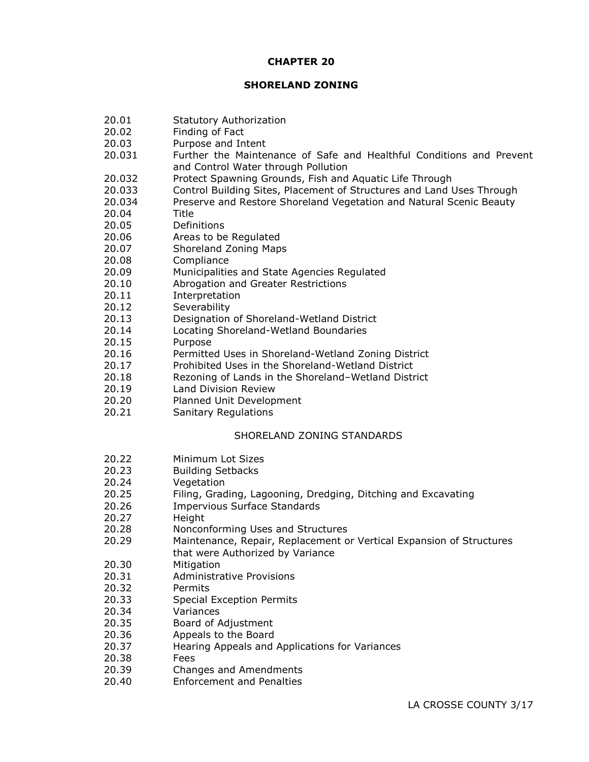# CHAPTER 20

## SHORELAND ZONING

| | |
|---|---|
| 20.01 | Statutory Authorization |
| 20.02 | Finding of Fact |
| 20.03 | Purpose and Intent |
| 20.031 | Further the Maintenance of Safe and Healthful Conditions and Prevent and Control Water through Pollution |
| 20.032 | Protect Spawning Grounds, Fish and Aquatic Life Through |
| 20.033 | Control Building Sites, Placement of Structures and Land Uses Through |
| 20.034 | Preserve and Restore Shoreland Vegetation and Natural Scenic Beauty |
| 20.04 | Title |
| 20.05 | Definitions |
| 20.06 | Areas to be Regulated |
| 20.07 | Shoreland Zoning Maps |
| 20.08 | Compliance |
| 20.09 | Municipalities and State Agencies Regulated |
| 20.10 | Abrogation and Greater Restrictions |
| 20.11 | Interpretation |
| 20.12 | Severability |
| 20.13 | Designation of Shoreland-Wetland District |
| 20.14 | Locating Shoreland-Wetland Boundaries |
| 20.15 | Purpose |
| 20.16 | Permitted Uses in Shoreland-Wetland Zoning District |
| 20.17 | Prohibited Uses in the Shoreland-Wetland District |
| 20.18 | Rezoning of Lands in the Shoreland–Wetland District |
| 20.19 | Land Division Review |
| 20.20 | Planned Unit Development |
| 20.21 | Sanitary Regulations |

SHORELAND ZONING STANDARDS

| | |
|---|---|
| 20.22 | Minimum Lot Sizes |
| 20.23 | Building Setbacks |
| 20.24 | Vegetation |
| 20.25 | Filing, Grading, Lagooning, Dredging, Ditching and Excavating |
| 20.26 | Impervious Surface Standards |
| 20.27 | Height |
| 20.28 | Nonconforming Uses and Structures |
| 20.29 | Maintenance, Repair, Replacement or Vertical Expansion of Structures that were Authorized by Variance |
| 20.30 | Mitigation |
| 20.31 | Administrative Provisions |
| 20.32 | Permits |
| 20.33 | Special Exception Permits |
| 20.34 | Variances |
| 20.35 | Board of Adjustment |
| 20.36 | Appeals to the Board |
| 20.37 | Hearing Appeals and Applications for Variances |
| 20.38 | Fees |
| 20.39 | Changes and Amendments |
| 20.40 | Enforcement and Penalties |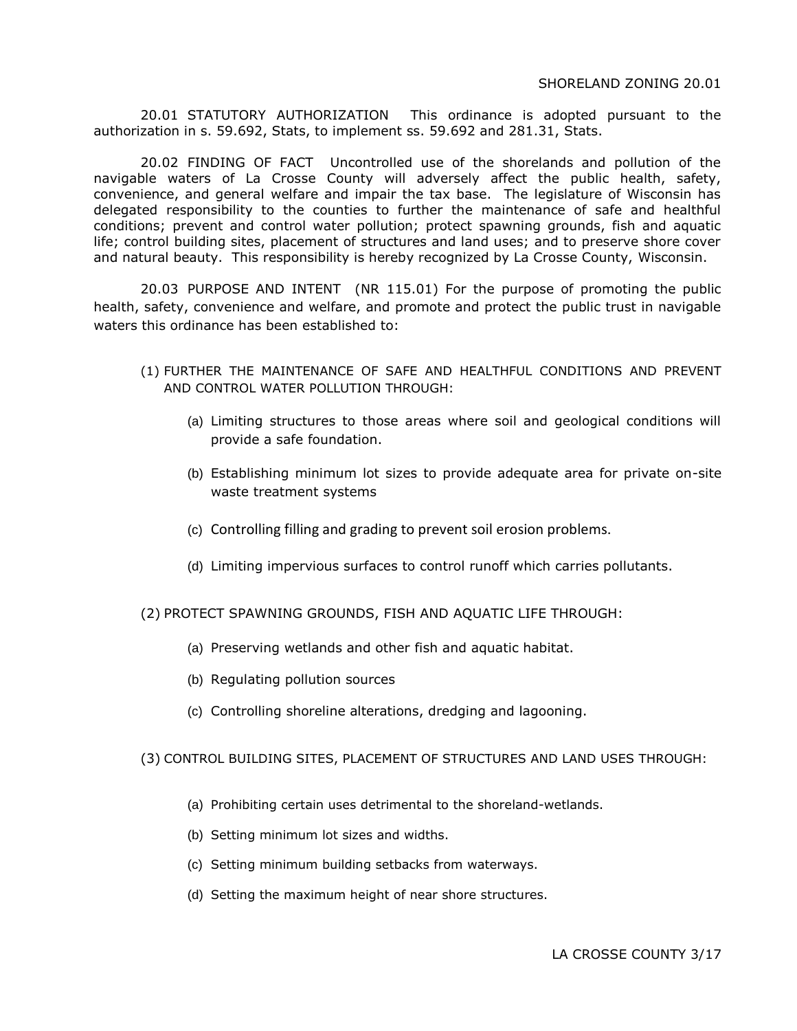20.01 STATUTORY AUTHORIZATION This ordinance is adopted pursuant to the authorization in s. 59.692, Stats, to implement ss. 59.692 and 281.31, Stats.

20.02 FINDING OF FACT Uncontrolled use of the shorelands and pollution of the navigable waters of La Crosse County will adversely affect the public health, safety, convenience, and general welfare and impair the tax base. The legislature of Wisconsin has delegated responsibility to the counties to further the maintenance of safe and healthful conditions; prevent and control water pollution; protect spawning grounds, fish and aquatic life; control building sites, placement of structures and land uses; and to preserve shore cover and natural beauty. This responsibility is hereby recognized by La Crosse County, Wisconsin.

20.03 PURPOSE AND INTENT (NR 115.01) For the purpose of promoting the public health, safety, convenience and welfare, and promote and protect the public trust in navigable waters this ordinance has been established to:

(1) FURTHER THE MAINTENANCE OF SAFE AND HEALTHFUL CONDITIONS AND PREVENT AND CONTROL WATER POLLUTION THROUGH:

   (a) Limiting structures to those areas where soil and geological conditions will provide a safe foundation.

   (b) Establishing minimum lot sizes to provide adequate area for private on-site waste treatment systems

   (c) Controlling filling and grading to prevent soil erosion problems.

   (d) Limiting impervious surfaces to control runoff which carries pollutants.

(2) PROTECT SPAWNING GROUNDS, FISH AND AQUATIC LIFE THROUGH:

   (a) Preserving wetlands and other fish and aquatic habitat.

   (b) Regulating pollution sources

   (c) Controlling shoreline alterations, dredging and lagooning.

(3) CONTROL BUILDING SITES, PLACEMENT OF STRUCTURES AND LAND USES THROUGH:

   (a) Prohibiting certain uses detrimental to the shoreland-wetlands.

   (b) Setting minimum lot sizes and widths.

   (c) Setting minimum building setbacks from waterways.

   (d) Setting the maximum height of near shore structures.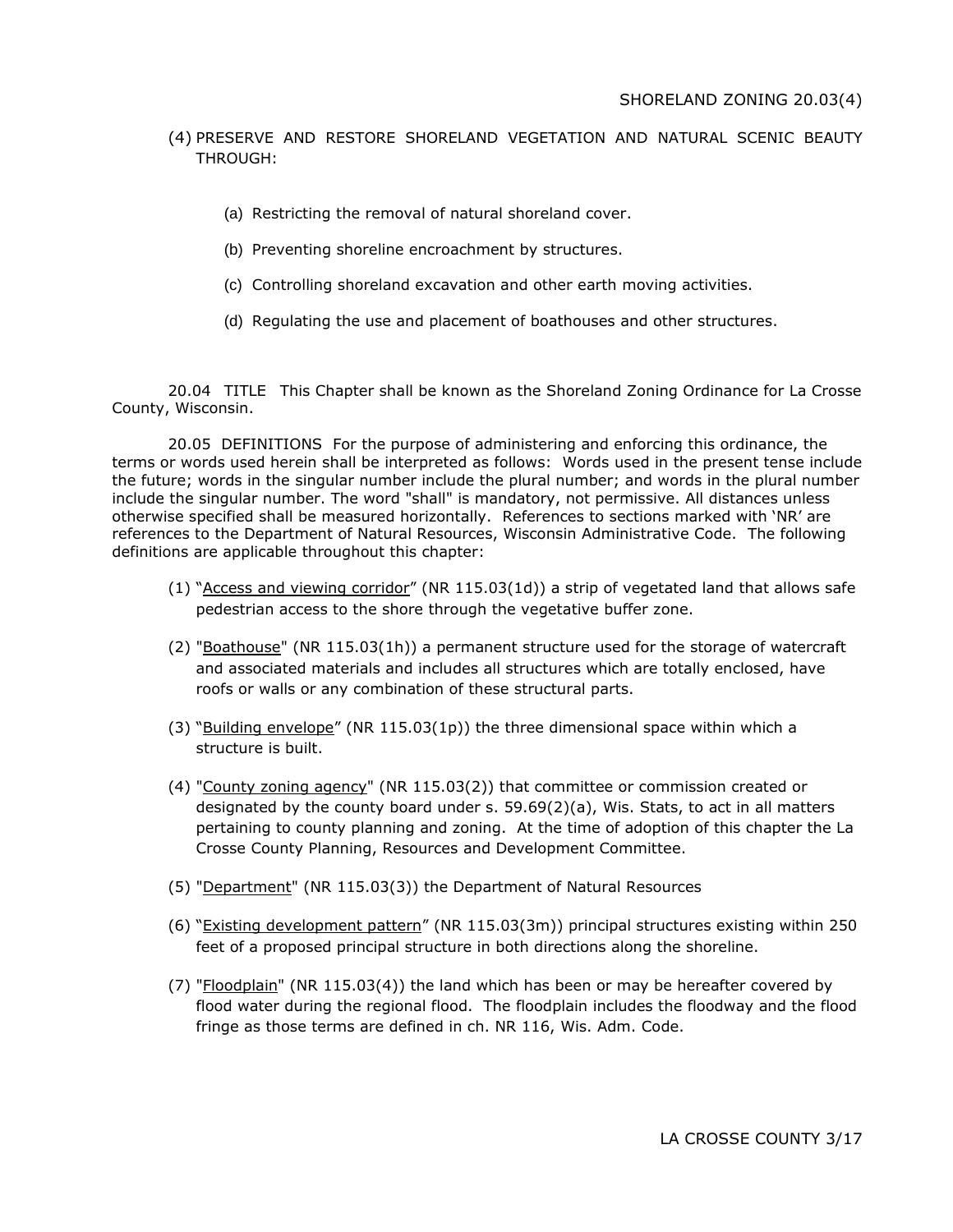(4) PRESERVE AND RESTORE SHORELAND VEGETATION AND NATURAL SCENIC BEAUTY THROUGH:

(a) Restricting the removal of natural shoreland cover.

(b) Preventing shoreline encroachment by structures.

(c) Controlling shoreland excavation and other earth moving activities.

(d) Regulating the use and placement of boathouses and other structures.

20.04 TITLE This Chapter shall be known as the Shoreland Zoning Ordinance for La Crosse County, Wisconsin.

20.05 DEFINITIONS For the purpose of administering and enforcing this ordinance, the terms or words used herein shall be interpreted as follows: Words used in the present tense include the future; words in the singular number include the plural number; and words in the plural number include the singular number. The word "shall" is mandatory, not permissive. All distances unless otherwise specified shall be measured horizontally. References to sections marked with 'NR' are references to the Department of Natural Resources, Wisconsin Administrative Code. The following definitions are applicable throughout this chapter:

(1) "Access and viewing corridor" (NR 115.03(1d)) a strip of vegetated land that allows safe pedestrian access to the shore through the vegetative buffer zone.

(2) "Boathouse" (NR 115.03(1h)) a permanent structure used for the storage of watercraft and associated materials and includes all structures which are totally enclosed, have roofs or walls or any combination of these structural parts.

(3) "Building envelope" (NR 115.03(1p)) the three dimensional space within which a structure is built.

(4) "County zoning agency" (NR 115.03(2)) that committee or commission created or designated by the county board under s. 59.69(2)(a), Wis. Stats, to act in all matters pertaining to county planning and zoning. At the time of adoption of this chapter the La Crosse County Planning, Resources and Development Committee.

(5) "Department" (NR 115.03(3)) the Department of Natural Resources

(6) "Existing development pattern" (NR 115.03(3m)) principal structures existing within 250 feet of a proposed principal structure in both directions along the shoreline.

(7) "Floodplain" (NR 115.03(4)) the land which has been or may be hereafter covered by flood water during the regional flood. The floodplain includes the floodway and the flood fringe as those terms are defined in ch. NR 116, Wis. Adm. Code.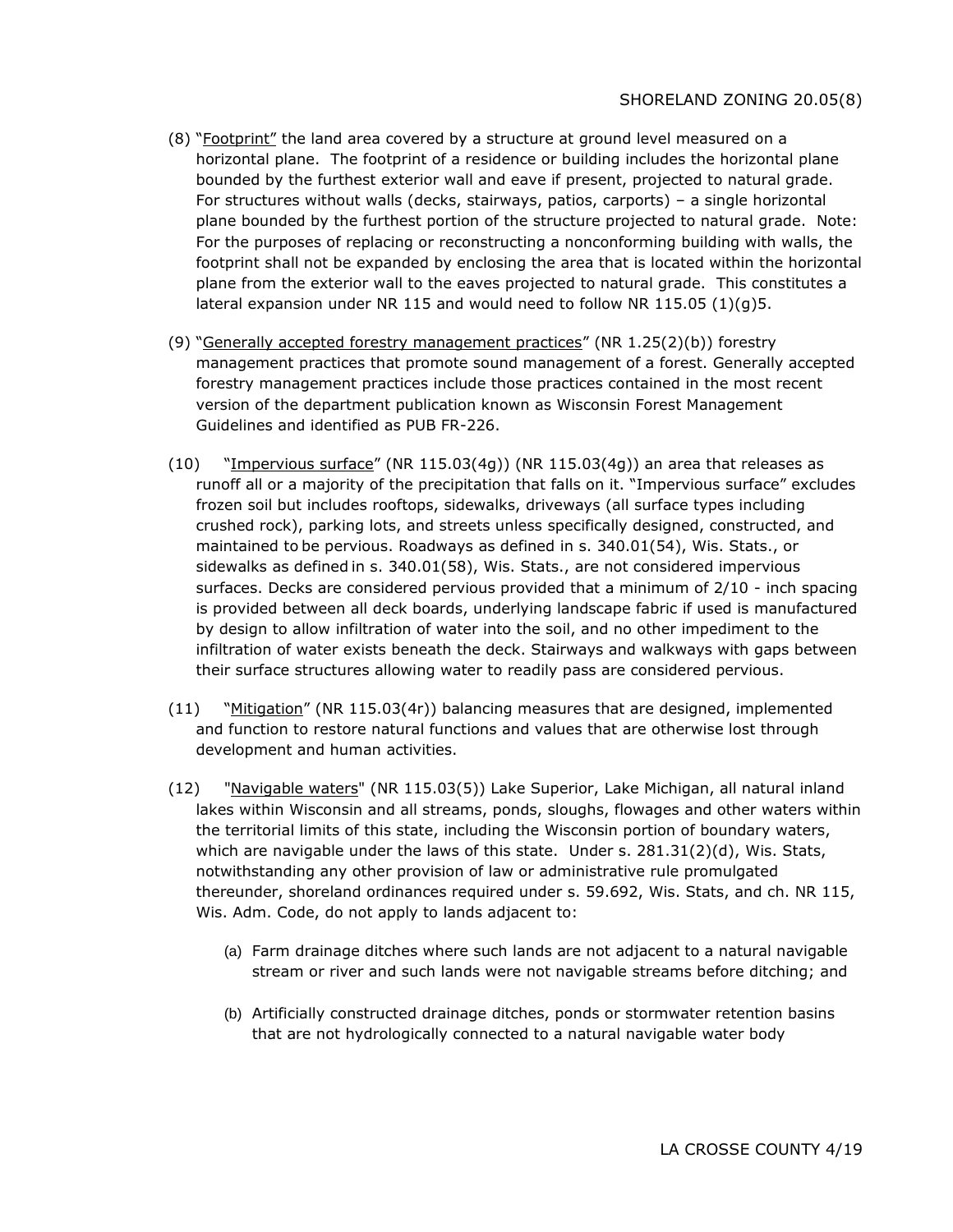(8) "<u>Footprint</u>" the land area covered by a structure at ground level measured on a horizontal plane. The footprint of a residence or building includes the horizontal plane bounded by the furthest exterior wall and eave if present, projected to natural grade. For structures without walls (decks, stairways, patios, carports) – a single horizontal plane bounded by the furthest portion of the structure projected to natural grade. Note: For the purposes of replacing or reconstructing a nonconforming building with walls, the footprint shall not be expanded by enclosing the area that is located within the horizontal plane from the exterior wall to the eaves projected to natural grade. This constitutes a lateral expansion under NR 115 and would need to follow NR 115.05 (1)(g)5.

(9) "<u>Generally accepted forestry management practices</u>" (NR 1.25(2)(b)) forestry management practices that promote sound management of a forest. Generally accepted forestry management practices include those practices contained in the most recent version of the department publication known as Wisconsin Forest Management Guidelines and identified as PUB FR-226.

(10) "<u>Impervious surface</u>" (NR 115.03(4g)) (NR 115.03(4g)) an area that releases as runoff all or a majority of the precipitation that falls on it. "Impervious surface" excludes frozen soil but includes rooftops, sidewalks, driveways (all surface types including crushed rock), parking lots, and streets unless specifically designed, constructed, and maintained to be pervious. Roadways as defined in s. 340.01(54), Wis. Stats., or sidewalks as defined in s. 340.01(58), Wis. Stats., are not considered impervious surfaces. Decks are considered pervious provided that a minimum of 2/10 - inch spacing is provided between all deck boards, underlying landscape fabric if used is manufactured by design to allow infiltration of water into the soil, and no other impediment to the infiltration of water exists beneath the deck. Stairways and walkways with gaps between their surface structures allowing water to readily pass are considered pervious.

(11) "<u>Mitigation</u>" (NR 115.03(4r)) balancing measures that are designed, implemented and function to restore natural functions and values that are otherwise lost through development and human activities.

(12) "<u>Navigable waters</u>" (NR 115.03(5)) Lake Superior, Lake Michigan, all natural inland lakes within Wisconsin and all streams, ponds, sloughs, flowages and other waters within the territorial limits of this state, including the Wisconsin portion of boundary waters, which are navigable under the laws of this state. Under s. 281.31(2)(d), Wis. Stats, notwithstanding any other provision of law or administrative rule promulgated thereunder, shoreland ordinances required under s. 59.692, Wis. Stats, and ch. NR 115, Wis. Adm. Code, do not apply to lands adjacent to:

   (a) Farm drainage ditches where such lands are not adjacent to a natural navigable stream or river and such lands were not navigable streams before ditching; and

   (b) Artificially constructed drainage ditches, ponds or stormwater retention basins that are not hydrologically connected to a natural navigable water body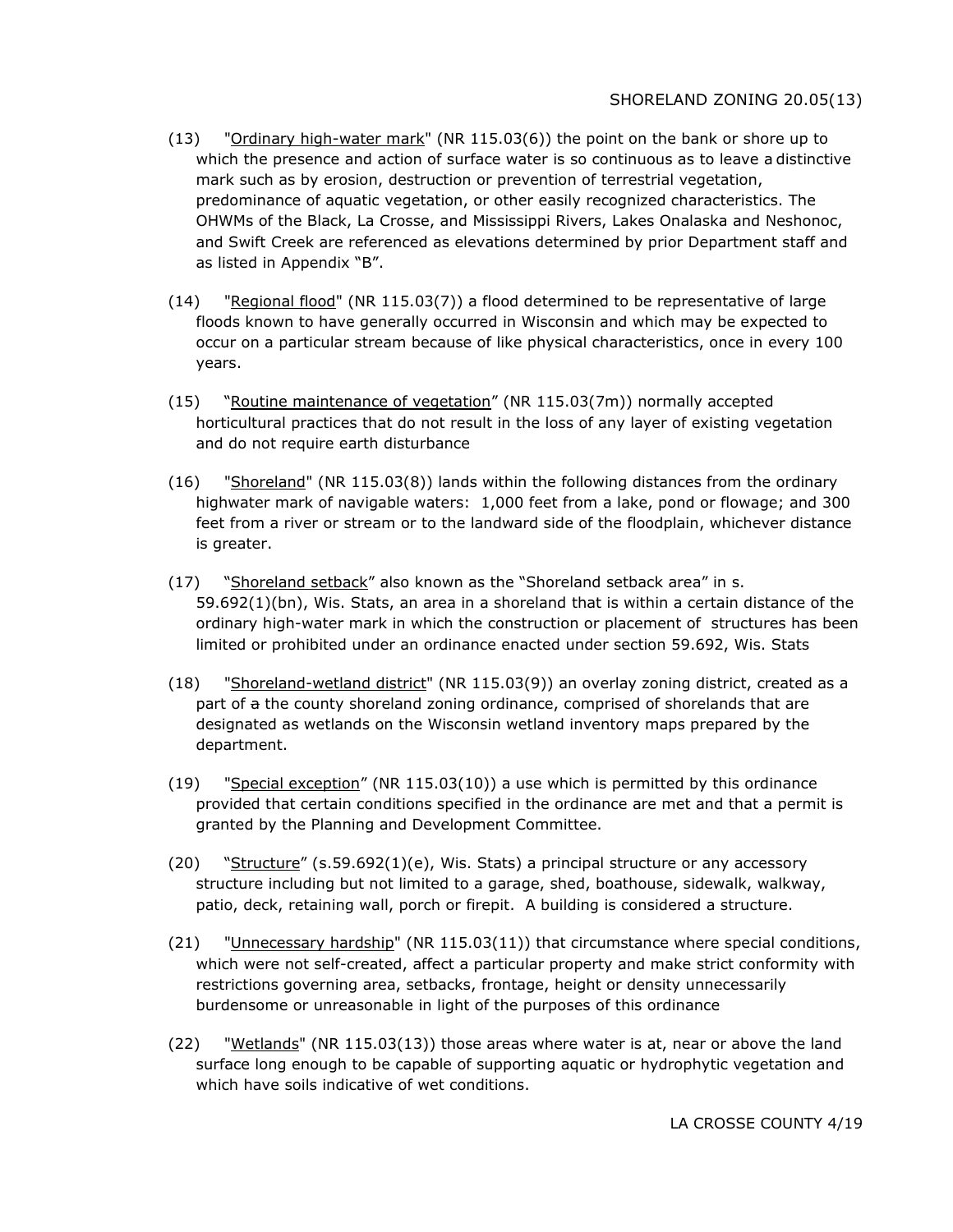(13) "Ordinary high-water mark" (NR 115.03(6)) the point on the bank or shore up to which the presence and action of surface water is so continuous as to leave a distinctive mark such as by erosion, destruction or prevention of terrestrial vegetation, predominance of aquatic vegetation, or other easily recognized characteristics. The OHWMs of the Black, La Crosse, and Mississippi Rivers, Lakes Onalaska and Neshonoc, and Swift Creek are referenced as elevations determined by prior Department staff and as listed in Appendix "B".

(14) "Regional flood" (NR 115.03(7)) a flood determined to be representative of large floods known to have generally occurred in Wisconsin and which may be expected to occur on a particular stream because of like physical characteristics, once in every 100 years.

(15) "Routine maintenance of vegetation" (NR 115.03(7m)) normally accepted horticultural practices that do not result in the loss of any layer of existing vegetation and do not require earth disturbance

(16) "Shoreland" (NR 115.03(8)) lands within the following distances from the ordinary highwater mark of navigable waters: 1,000 feet from a lake, pond or flowage; and 300 feet from a river or stream or to the landward side of the floodplain, whichever distance is greater.

(17) "Shoreland setback" also known as the "Shoreland setback area" in s. 59.692(1)(bn), Wis. Stats, an area in a shoreland that is within a certain distance of the ordinary high-water mark in which the construction or placement of structures has been limited or prohibited under an ordinance enacted under section 59.692, Wis. Stats

(18) "Shoreland-wetland district" (NR 115.03(9)) an overlay zoning district, created as a part of ~~a~~ the county shoreland zoning ordinance, comprised of shorelands that are designated as wetlands on the Wisconsin wetland inventory maps prepared by the department.

(19) "Special exception" (NR 115.03(10)) a use which is permitted by this ordinance provided that certain conditions specified in the ordinance are met and that a permit is granted by the Planning and Development Committee.

(20) "Structure" (s.59.692(1)(e), Wis. Stats) a principal structure or any accessory structure including but not limited to a garage, shed, boathouse, sidewalk, walkway, patio, deck, retaining wall, porch or firepit. A building is considered a structure.

(21) "Unnecessary hardship" (NR 115.03(11)) that circumstance where special conditions, which were not self-created, affect a particular property and make strict conformity with restrictions governing area, setbacks, frontage, height or density unnecessarily burdensome or unreasonable in light of the purposes of this ordinance

(22) "Wetlands" (NR 115.03(13)) those areas where water is at, near or above the land surface long enough to be capable of supporting aquatic or hydrophytic vegetation and which have soils indicative of wet conditions.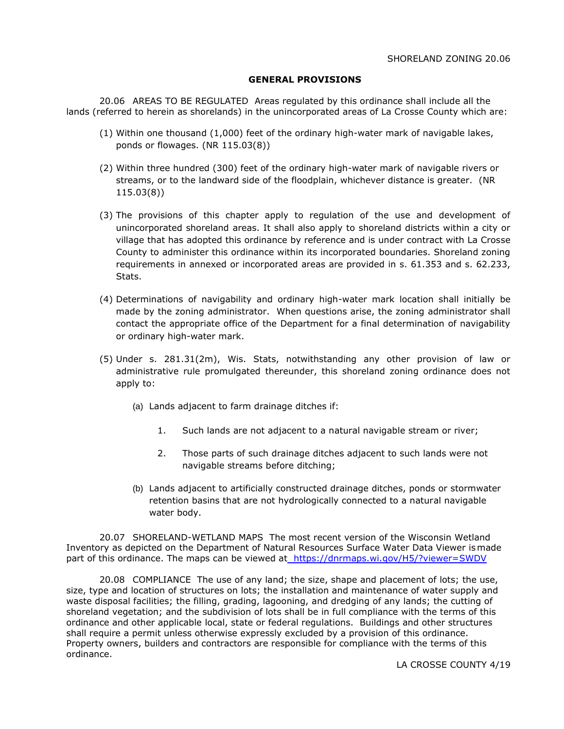## GENERAL PROVISIONS

20.06 AREAS TO BE REGULATED Areas regulated by this ordinance shall include all the lands (referred to herein as shorelands) in the unincorporated areas of La Crosse County which are:

(1) Within one thousand (1,000) feet of the ordinary high-water mark of navigable lakes, ponds or flowages. (NR 115.03(8))

(2) Within three hundred (300) feet of the ordinary high-water mark of navigable rivers or streams, or to the landward side of the floodplain, whichever distance is greater. (NR 115.03(8))

(3) The provisions of this chapter apply to regulation of the use and development of unincorporated shoreland areas. It shall also apply to shoreland districts within a city or village that has adopted this ordinance by reference and is under contract with La Crosse County to administer this ordinance within its incorporated boundaries. Shoreland zoning requirements in annexed or incorporated areas are provided in s. 61.353 and s. 62.233, Stats.

(4) Determinations of navigability and ordinary high-water mark location shall initially be made by the zoning administrator. When questions arise, the zoning administrator shall contact the appropriate office of the Department for a final determination of navigability or ordinary high-water mark.

(5) Under s. 281.31(2m), Wis. Stats, notwithstanding any other provision of law or administrative rule promulgated thereunder, this shoreland zoning ordinance does not apply to:

   (a) Lands adjacent to farm drainage ditches if:

      1. Such lands are not adjacent to a natural navigable stream or river;

      2. Those parts of such drainage ditches adjacent to such lands were not navigable streams before ditching;

   (b) Lands adjacent to artificially constructed drainage ditches, ponds or stormwater retention basins that are not hydrologically connected to a natural navigable water body.

20.07 SHORELAND-WETLAND MAPS The most recent version of the Wisconsin Wetland Inventory as depicted on the Department of Natural Resources Surface Water Data Viewer is made part of this ordinance. The maps can be viewed at https://dnrmaps.wi.gov/H5/?viewer=SWDV

20.08 COMPLIANCE The use of any land; the size, shape and placement of lots; the use, size, type and location of structures on lots; the installation and maintenance of water supply and waste disposal facilities; the filling, grading, lagooning, and dredging of any lands; the cutting of shoreland vegetation; and the subdivision of lots shall be in full compliance with the terms of this ordinance and other applicable local, state or federal regulations. Buildings and other structures shall require a permit unless otherwise expressly excluded by a provision of this ordinance. Property owners, builders and contractors are responsible for compliance with the terms of this ordinance.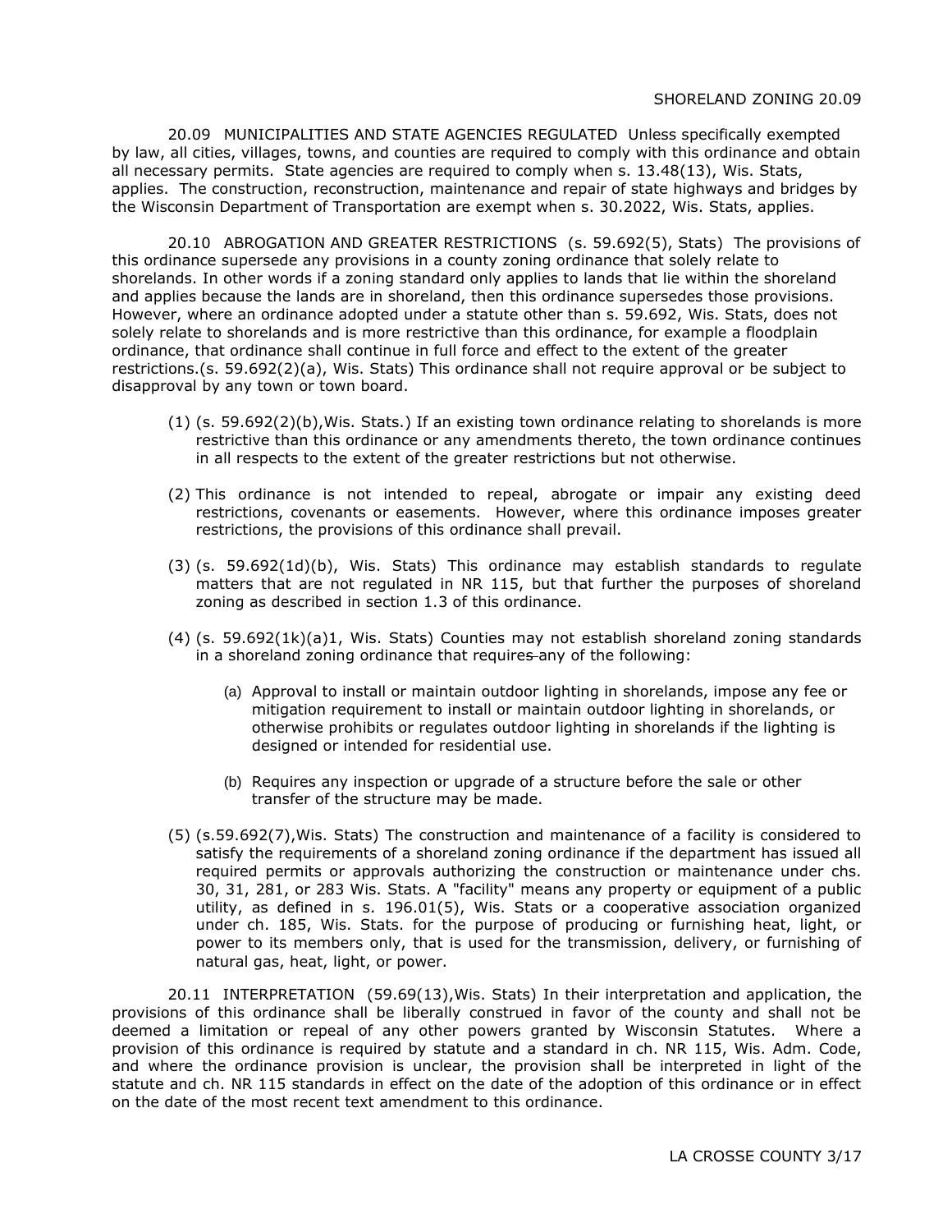20.09 MUNICIPALITIES AND STATE AGENCIES REGULATED Unless specifically exempted by law, all cities, villages, towns, and counties are required to comply with this ordinance and obtain all necessary permits. State agencies are required to comply when s. 13.48(13), Wis. Stats, applies. The construction, reconstruction, maintenance and repair of state highways and bridges by the Wisconsin Department of Transportation are exempt when s. 30.2022, Wis. Stats, applies.

20.10 ABROGATION AND GREATER RESTRICTIONS (s. 59.692(5), Stats) The provisions of this ordinance supersede any provisions in a county zoning ordinance that solely relate to shorelands. In other words if a zoning standard only applies to lands that lie within the shoreland and applies because the lands are in shoreland, then this ordinance supersedes those provisions. However, where an ordinance adopted under a statute other than s. 59.692, Wis. Stats, does not solely relate to shorelands and is more restrictive than this ordinance, for example a floodplain ordinance, that ordinance shall continue in full force and effect to the extent of the greater restrictions.(s. 59.692(2)(a), Wis. Stats) This ordinance shall not require approval or be subject to disapproval by any town or town board.

(1) (s. 59.692(2)(b),Wis. Stats.) If an existing town ordinance relating to shorelands is more restrictive than this ordinance or any amendments thereto, the town ordinance continues in all respects to the extent of the greater restrictions but not otherwise.

(2) This ordinance is not intended to repeal, abrogate or impair any existing deed restrictions, covenants or easements. However, where this ordinance imposes greater restrictions, the provisions of this ordinance shall prevail.

(3) (s. 59.692(1d)(b), Wis. Stats) This ordinance may establish standards to regulate matters that are not regulated in NR 115, but that further the purposes of shoreland zoning as described in section 1.3 of this ordinance.

(4) (s. 59.692(1k)(a)1, Wis. Stats) Counties may not establish shoreland zoning standards in a shoreland zoning ordinance that requires any of the following:

   (a) Approval to install or maintain outdoor lighting in shorelands, impose any fee or mitigation requirement to install or maintain outdoor lighting in shorelands, or otherwise prohibits or regulates outdoor lighting in shorelands if the lighting is designed or intended for residential use.

   (b) Requires any inspection or upgrade of a structure before the sale or other transfer of the structure may be made.

(5) (s.59.692(7),Wis. Stats) The construction and maintenance of a facility is considered to satisfy the requirements of a shoreland zoning ordinance if the department has issued all required permits or approvals authorizing the construction or maintenance under chs. 30, 31, 281, or 283 Wis. Stats. A "facility" means any property or equipment of a public utility, as defined in s. 196.01(5), Wis. Stats or a cooperative association organized under ch. 185, Wis. Stats. for the purpose of producing or furnishing heat, light, or power to its members only, that is used for the transmission, delivery, or furnishing of natural gas, heat, light, or power.

20.11 INTERPRETATION (59.69(13),Wis. Stats) In their interpretation and application, the provisions of this ordinance shall be liberally construed in favor of the county and shall not be deemed a limitation or repeal of any other powers granted by Wisconsin Statutes. Where a provision of this ordinance is required by statute and a standard in ch. NR 115, Wis. Adm. Code, and where the ordinance provision is unclear, the provision shall be interpreted in light of the statute and ch. NR 115 standards in effect on the date of the adoption of this ordinance or in effect on the date of the most recent text amendment to this ordinance.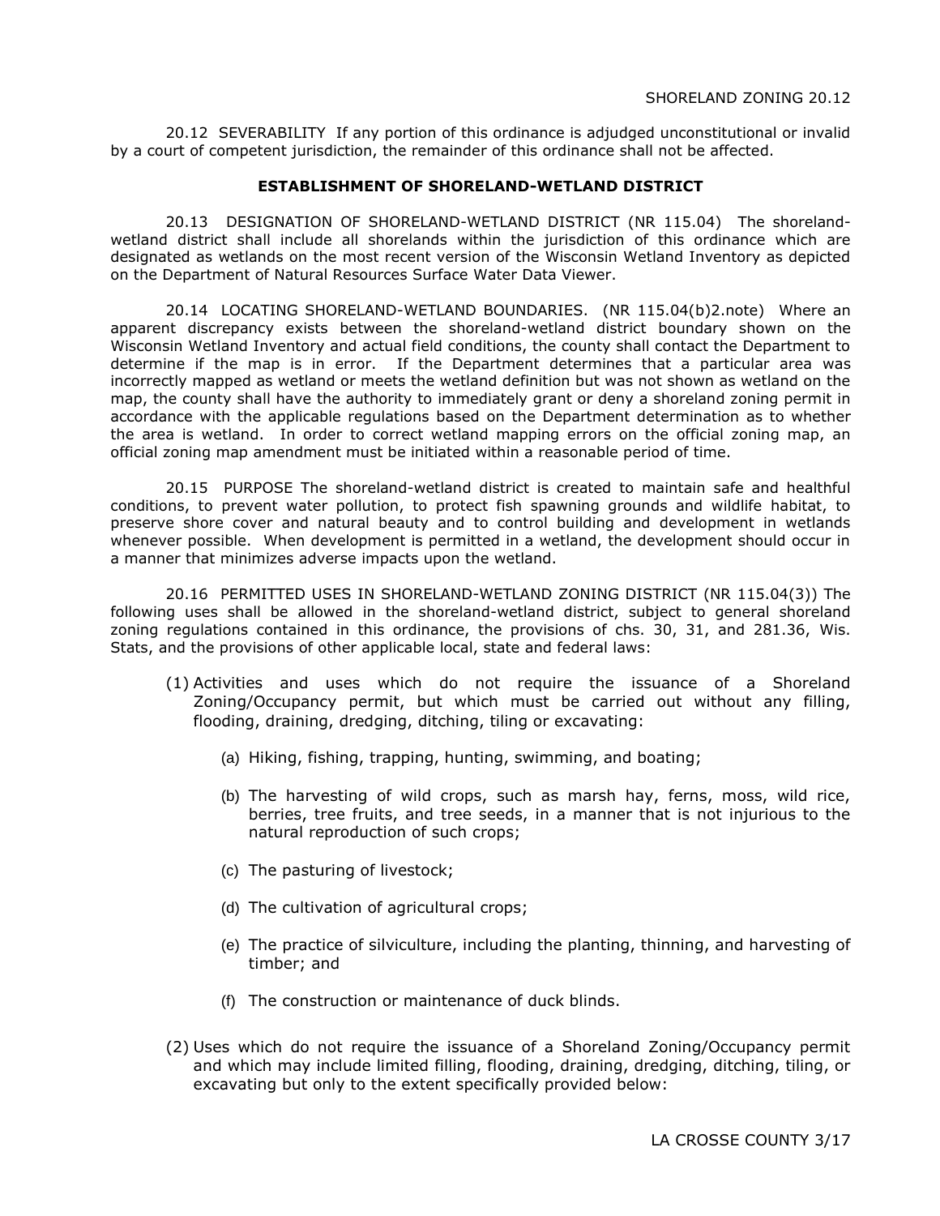20.12 SEVERABILITY If any portion of this ordinance is adjudged unconstitutional or invalid by a court of competent jurisdiction, the remainder of this ordinance shall not be affected.

## ESTABLISHMENT OF SHORELAND-WETLAND DISTRICT

20.13 DESIGNATION OF SHORELAND-WETLAND DISTRICT (NR 115.04) The shoreland-wetland district shall include all shorelands within the jurisdiction of this ordinance which are designated as wetlands on the most recent version of the Wisconsin Wetland Inventory as depicted on the Department of Natural Resources Surface Water Data Viewer.

20.14 LOCATING SHORELAND-WETLAND BOUNDARIES. (NR 115.04(b)2.note) Where an apparent discrepancy exists between the shoreland-wetland district boundary shown on the Wisconsin Wetland Inventory and actual field conditions, the county shall contact the Department to determine if the map is in error. If the Department determines that a particular area was incorrectly mapped as wetland or meets the wetland definition but was not shown as wetland on the map, the county shall have the authority to immediately grant or deny a shoreland zoning permit in accordance with the applicable regulations based on the Department determination as to whether the area is wetland. In order to correct wetland mapping errors on the official zoning map, an official zoning map amendment must be initiated within a reasonable period of time.

20.15 PURPOSE The shoreland-wetland district is created to maintain safe and healthful conditions, to prevent water pollution, to protect fish spawning grounds and wildlife habitat, to preserve shore cover and natural beauty and to control building and development in wetlands whenever possible. When development is permitted in a wetland, the development should occur in a manner that minimizes adverse impacts upon the wetland.

20.16 PERMITTED USES IN SHORELAND-WETLAND ZONING DISTRICT (NR 115.04(3)) The following uses shall be allowed in the shoreland-wetland district, subject to general shoreland zoning regulations contained in this ordinance, the provisions of chs. 30, 31, and 281.36, Wis. Stats, and the provisions of other applicable local, state and federal laws:

(1) Activities and uses which do not require the issuance of a Shoreland Zoning/Occupancy permit, but which must be carried out without any filling, flooding, draining, dredging, ditching, tiling or excavating:

   (a) Hiking, fishing, trapping, hunting, swimming, and boating;

   (b) The harvesting of wild crops, such as marsh hay, ferns, moss, wild rice, berries, tree fruits, and tree seeds, in a manner that is not injurious to the natural reproduction of such crops;

   (c) The pasturing of livestock;

   (d) The cultivation of agricultural crops;

   (e) The practice of silviculture, including the planting, thinning, and harvesting of timber; and

   (f) The construction or maintenance of duck blinds.

(2) Uses which do not require the issuance of a Shoreland Zoning/Occupancy permit and which may include limited filling, flooding, draining, dredging, ditching, tiling, or excavating but only to the extent specifically provided below: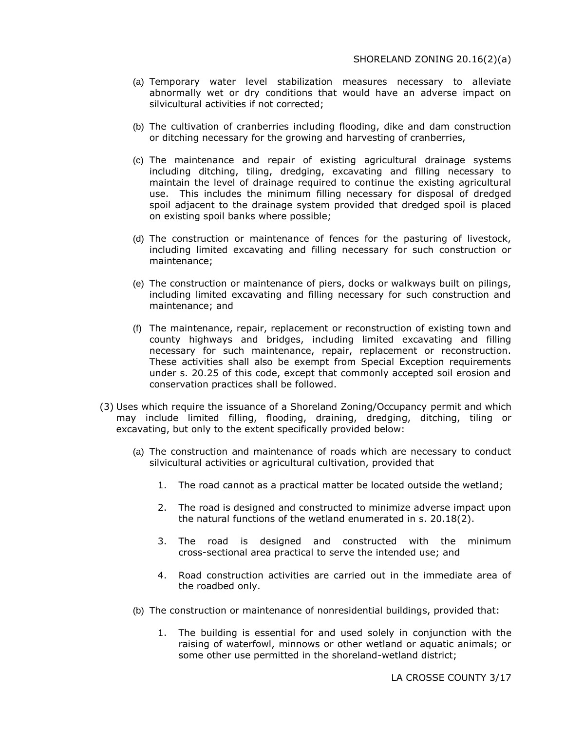(a) Temporary water level stabilization measures necessary to alleviate abnormally wet or dry conditions that would have an adverse impact on silvicultural activities if not corrected;

(b) The cultivation of cranberries including flooding, dike and dam construction or ditching necessary for the growing and harvesting of cranberries,

(c) The maintenance and repair of existing agricultural drainage systems including ditching, tiling, dredging, excavating and filling necessary to maintain the level of drainage required to continue the existing agricultural use. This includes the minimum filling necessary for disposal of dredged spoil adjacent to the drainage system provided that dredged spoil is placed on existing spoil banks where possible;

(d) The construction or maintenance of fences for the pasturing of livestock, including limited excavating and filling necessary for such construction or maintenance;

(e) The construction or maintenance of piers, docks or walkways built on pilings, including limited excavating and filling necessary for such construction and maintenance; and

(f) The maintenance, repair, replacement or reconstruction of existing town and county highways and bridges, including limited excavating and filling necessary for such maintenance, repair, replacement or reconstruction. These activities shall also be exempt from Special Exception requirements under s. 20.25 of this code, except that commonly accepted soil erosion and conservation practices shall be followed.

(3) Uses which require the issuance of a Shoreland Zoning/Occupancy permit and which may include limited filling, flooding, draining, dredging, ditching, tiling or excavating, but only to the extent specifically provided below:

(a) The construction and maintenance of roads which are necessary to conduct silvicultural activities or agricultural cultivation, provided that

1. The road cannot as a practical matter be located outside the wetland;

2. The road is designed and constructed to minimize adverse impact upon the natural functions of the wetland enumerated in s. 20.18(2).

3. The road is designed and constructed with the minimum cross-sectional area practical to serve the intended use; and

4. Road construction activities are carried out in the immediate area of the roadbed only.

(b) The construction or maintenance of nonresidential buildings, provided that:

1. The building is essential for and used solely in conjunction with the raising of waterfowl, minnows or other wetland or aquatic animals; or some other use permitted in the shoreland-wetland district;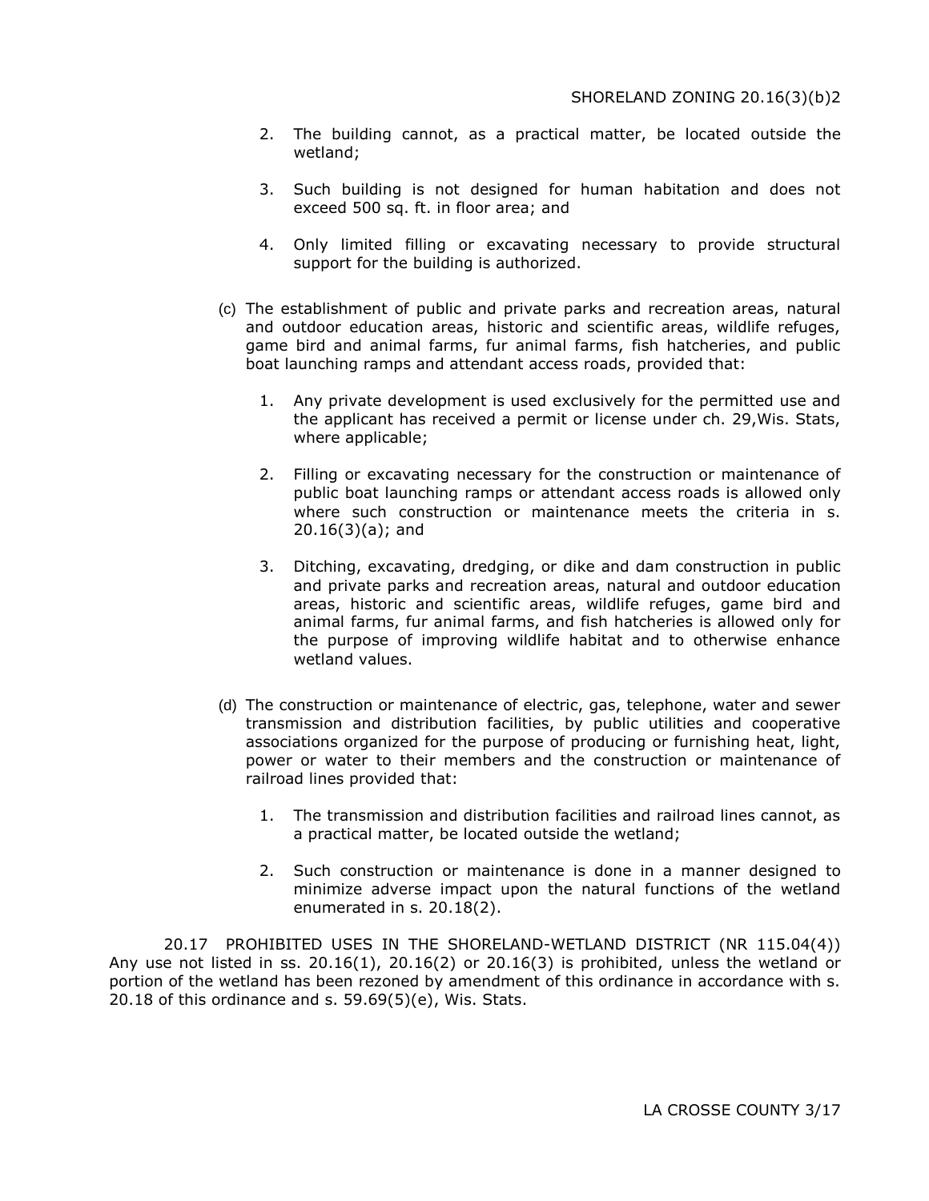2. The building cannot, as a practical matter, be located outside the wetland;

3. Such building is not designed for human habitation and does not exceed 500 sq. ft. in floor area; and

4. Only limited filling or excavating necessary to provide structural support for the building is authorized.

(c) The establishment of public and private parks and recreation areas, natural and outdoor education areas, historic and scientific areas, wildlife refuges, game bird and animal farms, fur animal farms, fish hatcheries, and public boat launching ramps and attendant access roads, provided that:

1. Any private development is used exclusively for the permitted use and the applicant has received a permit or license under ch. 29,Wis. Stats, where applicable;

2. Filling or excavating necessary for the construction or maintenance of public boat launching ramps or attendant access roads is allowed only where such construction or maintenance meets the criteria in s. 20.16(3)(a); and

3. Ditching, excavating, dredging, or dike and dam construction in public and private parks and recreation areas, natural and outdoor education areas, historic and scientific areas, wildlife refuges, game bird and animal farms, fur animal farms, and fish hatcheries is allowed only for the purpose of improving wildlife habitat and to otherwise enhance wetland values.

(d) The construction or maintenance of electric, gas, telephone, water and sewer transmission and distribution facilities, by public utilities and cooperative associations organized for the purpose of producing or furnishing heat, light, power or water to their members and the construction or maintenance of railroad lines provided that:

1. The transmission and distribution facilities and railroad lines cannot, as a practical matter, be located outside the wetland;

2. Such construction or maintenance is done in a manner designed to minimize adverse impact upon the natural functions of the wetland enumerated in s. 20.18(2).

20.17 PROHIBITED USES IN THE SHORELAND-WETLAND DISTRICT (NR 115.04(4)) Any use not listed in ss. 20.16(1), 20.16(2) or 20.16(3) is prohibited, unless the wetland or portion of the wetland has been rezoned by amendment of this ordinance in accordance with s. 20.18 of this ordinance and s. 59.69(5)(e), Wis. Stats.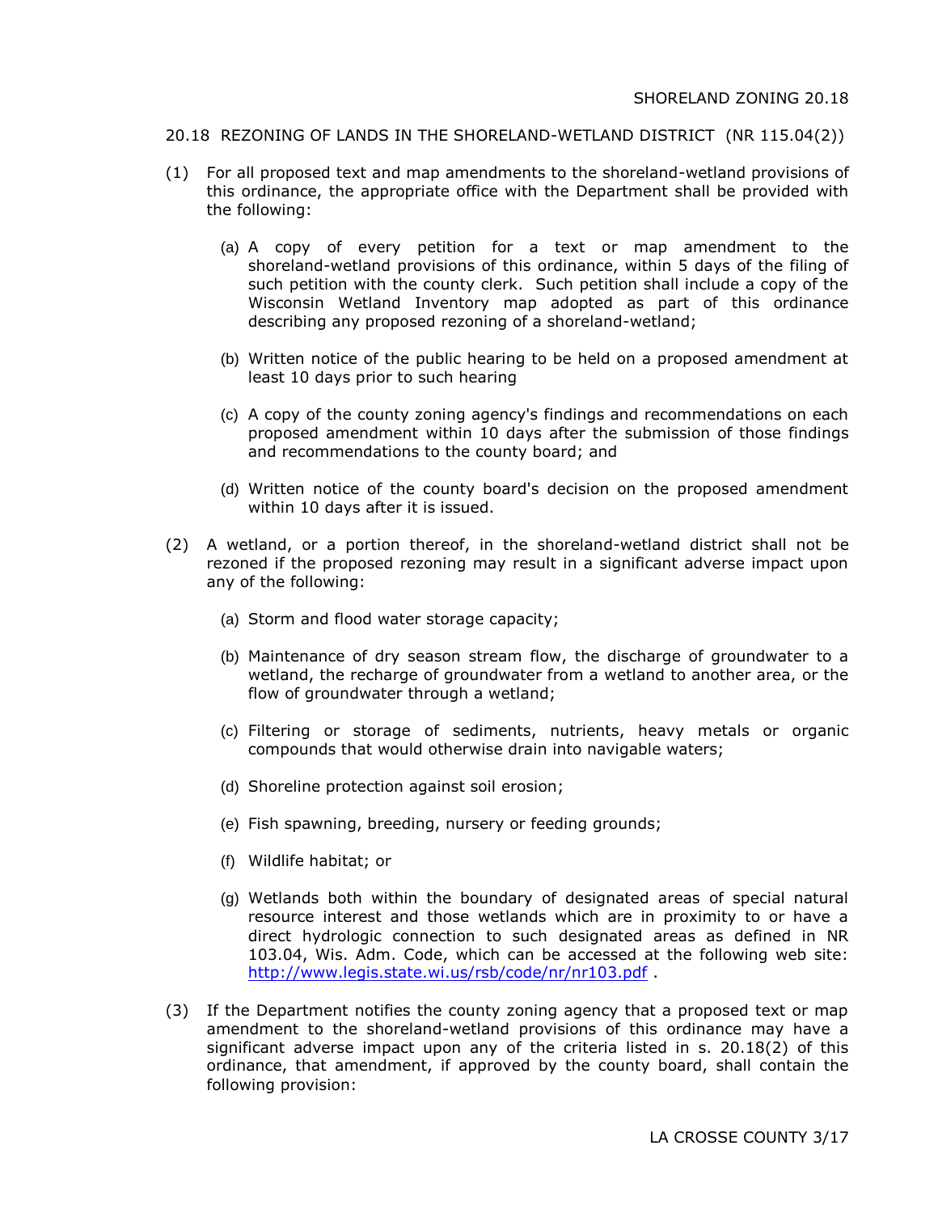## 20.18 REZONING OF LANDS IN THE SHORELAND-WETLAND DISTRICT (NR 115.04(2))

(1) For all proposed text and map amendments to the shoreland-wetland provisions of this ordinance, the appropriate office with the Department shall be provided with the following:

  (a) A copy of every petition for a text or map amendment to the shoreland-wetland provisions of this ordinance, within 5 days of the filing of such petition with the county clerk. Such petition shall include a copy of the Wisconsin Wetland Inventory map adopted as part of this ordinance describing any proposed rezoning of a shoreland-wetland;

  (b) Written notice of the public hearing to be held on a proposed amendment at least 10 days prior to such hearing

  (c) A copy of the county zoning agency's findings and recommendations on each proposed amendment within 10 days after the submission of those findings and recommendations to the county board; and

  (d) Written notice of the county board's decision on the proposed amendment within 10 days after it is issued.

(2) A wetland, or a portion thereof, in the shoreland-wetland district shall not be rezoned if the proposed rezoning may result in a significant adverse impact upon any of the following:

  (a) Storm and flood water storage capacity;

  (b) Maintenance of dry season stream flow, the discharge of groundwater to a wetland, the recharge of groundwater from a wetland to another area, or the flow of groundwater through a wetland;

  (c) Filtering or storage of sediments, nutrients, heavy metals or organic compounds that would otherwise drain into navigable waters;

  (d) Shoreline protection against soil erosion;

  (e) Fish spawning, breeding, nursery or feeding grounds;

  (f) Wildlife habitat; or

  (g) Wetlands both within the boundary of designated areas of special natural resource interest and those wetlands which are in proximity to or have a direct hydrologic connection to such designated areas as defined in NR 103.04, Wis. Adm. Code, which can be accessed at the following web site: http://www.legis.state.wi.us/rsb/code/nr/nr103.pdf .

(3) If the Department notifies the county zoning agency that a proposed text or map amendment to the shoreland-wetland provisions of this ordinance may have a significant adverse impact upon any of the criteria listed in s. 20.18(2) of this ordinance, that amendment, if approved by the county board, shall contain the following provision: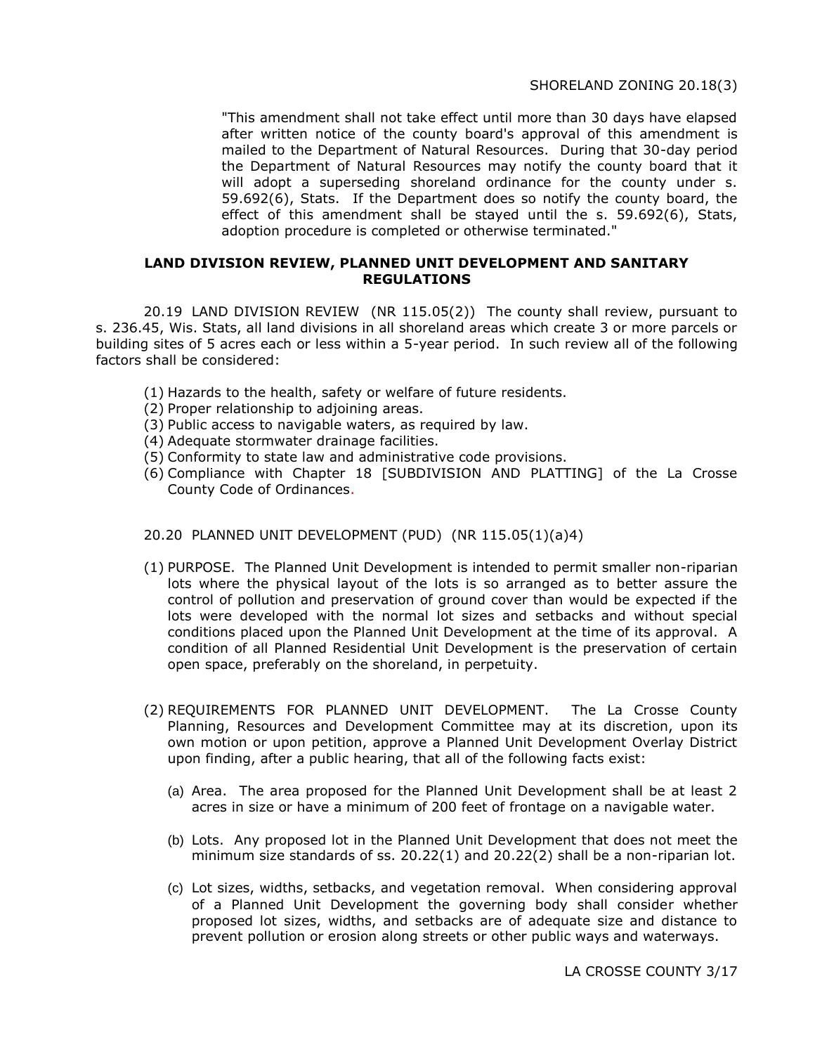"This amendment shall not take effect until more than 30 days have elapsed after written notice of the county board's approval of this amendment is mailed to the Department of Natural Resources. During that 30-day period the Department of Natural Resources may notify the county board that it will adopt a superseding shoreland ordinance for the county under s. 59.692(6), Stats. If the Department does so notify the county board, the effect of this amendment shall be stayed until the s. 59.692(6), Stats, adoption procedure is completed or otherwise terminated."

## LAND DIVISION REVIEW, PLANNED UNIT DEVELOPMENT AND SANITARY REGULATIONS

20.19 LAND DIVISION REVIEW (NR 115.05(2)) The county shall review, pursuant to s. 236.45, Wis. Stats, all land divisions in all shoreland areas which create 3 or more parcels or building sites of 5 acres each or less within a 5-year period. In such review all of the following factors shall be considered:

(1) Hazards to the health, safety or welfare of future residents.
(2) Proper relationship to adjoining areas.
(3) Public access to navigable waters, as required by law.
(4) Adequate stormwater drainage facilities.
(5) Conformity to state law and administrative code provisions.
(6) Compliance with Chapter 18 [SUBDIVISION AND PLATTING] of the La Crosse County Code of Ordinances.

20.20 PLANNED UNIT DEVELOPMENT (PUD) (NR 115.05(1)(a)4)

(1) PURPOSE. The Planned Unit Development is intended to permit smaller non-riparian lots where the physical layout of the lots is so arranged as to better assure the control of pollution and preservation of ground cover than would be expected if the lots were developed with the normal lot sizes and setbacks and without special conditions placed upon the Planned Unit Development at the time of its approval. A condition of all Planned Residential Unit Development is the preservation of certain open space, preferably on the shoreland, in perpetuity.

(2) REQUIREMENTS FOR PLANNED UNIT DEVELOPMENT. The La Crosse County Planning, Resources and Development Committee may at its discretion, upon its own motion or upon petition, approve a Planned Unit Development Overlay District upon finding, after a public hearing, that all of the following facts exist:

   (a) Area. The area proposed for the Planned Unit Development shall be at least 2 acres in size or have a minimum of 200 feet of frontage on a navigable water.

   (b) Lots. Any proposed lot in the Planned Unit Development that does not meet the minimum size standards of ss. 20.22(1) and 20.22(2) shall be a non-riparian lot.

   (c) Lot sizes, widths, setbacks, and vegetation removal. When considering approval of a Planned Unit Development the governing body shall consider whether proposed lot sizes, widths, and setbacks are of adequate size and distance to prevent pollution or erosion along streets or other public ways and waterways.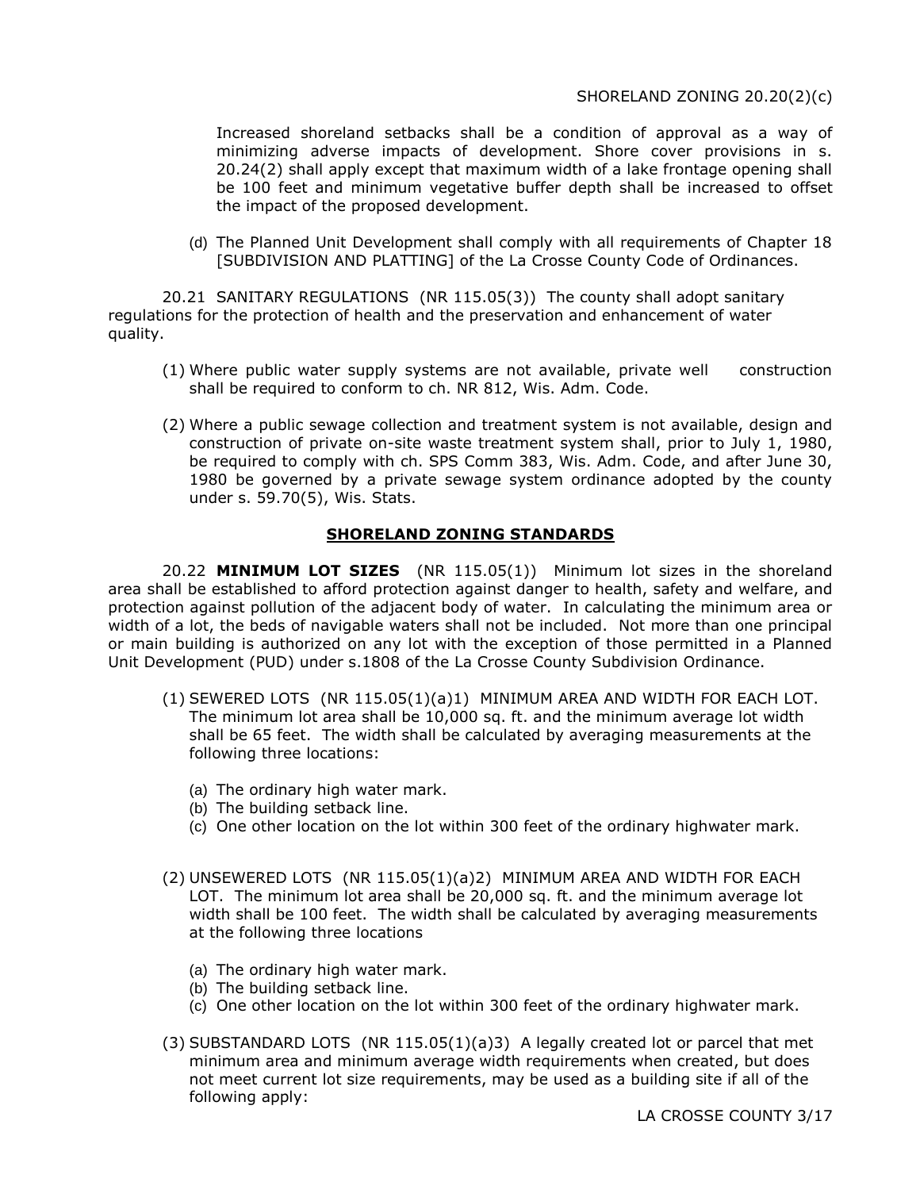Increased shoreland setbacks shall be a condition of approval as a way of minimizing adverse impacts of development. Shore cover provisions in s. 20.24(2) shall apply except that maximum width of a lake frontage opening shall be 100 feet and minimum vegetative buffer depth shall be increased to offset the impact of the proposed development.

(d) The Planned Unit Development shall comply with all requirements of Chapter 18 [SUBDIVISION AND PLATTING] of the La Crosse County Code of Ordinances.

20.21 SANITARY REGULATIONS (NR 115.05(3)) The county shall adopt sanitary regulations for the protection of health and the preservation and enhancement of water quality.

(1) Where public water supply systems are not available, private well construction shall be required to conform to ch. NR 812, Wis. Adm. Code.

(2) Where a public sewage collection and treatment system is not available, design and construction of private on-site waste treatment system shall, prior to July 1, 1980, be required to comply with ch. SPS Comm 383, Wis. Adm. Code, and after June 30, 1980 be governed by a private sewage system ordinance adopted by the county under s. 59.70(5), Wis. Stats.

## SHORELAND ZONING STANDARDS

20.22 **MINIMUM LOT SIZES** (NR 115.05(1)) Minimum lot sizes in the shoreland area shall be established to afford protection against danger to health, safety and welfare, and protection against pollution of the adjacent body of water. In calculating the minimum area or width of a lot, the beds of navigable waters shall not be included. Not more than one principal or main building is authorized on any lot with the exception of those permitted in a Planned Unit Development (PUD) under s.1808 of the La Crosse County Subdivision Ordinance.

(1) SEWERED LOTS (NR 115.05(1)(a)1) MINIMUM AREA AND WIDTH FOR EACH LOT. The minimum lot area shall be 10,000 sq. ft. and the minimum average lot width shall be 65 feet. The width shall be calculated by averaging measurements at the following three locations:

   (a) The ordinary high water mark.
   (b) The building setback line.
   (c) One other location on the lot within 300 feet of the ordinary highwater mark.

(2) UNSEWERED LOTS (NR 115.05(1)(a)2) MINIMUM AREA AND WIDTH FOR EACH LOT. The minimum lot area shall be 20,000 sq. ft. and the minimum average lot width shall be 100 feet. The width shall be calculated by averaging measurements at the following three locations

   (a) The ordinary high water mark.
   (b) The building setback line.
   (c) One other location on the lot within 300 feet of the ordinary highwater mark.

(3) SUBSTANDARD LOTS (NR 115.05(1)(a)3) A legally created lot or parcel that met minimum area and minimum average width requirements when created, but does not meet current lot size requirements, may be used as a building site if all of the following apply: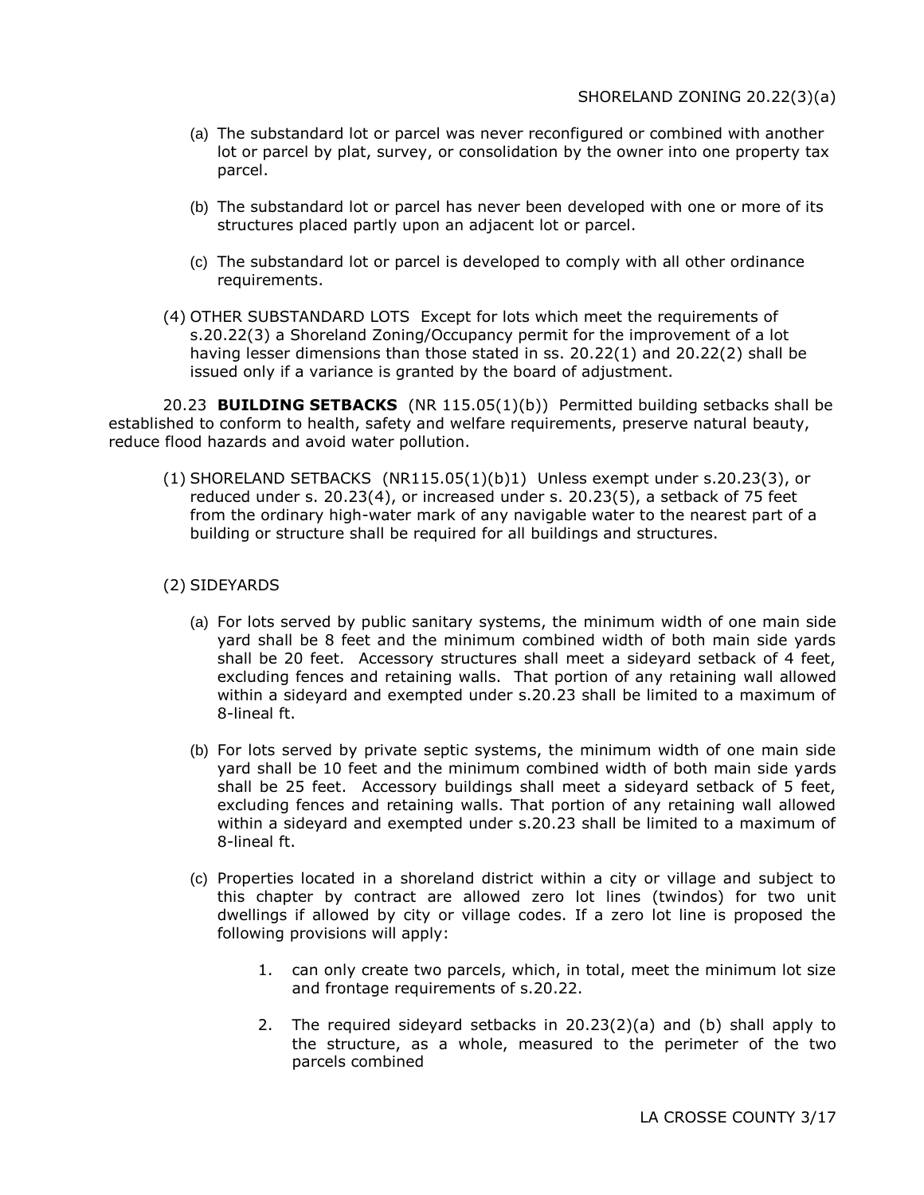(a) The substandard lot or parcel was never reconfigured or combined with another lot or parcel by plat, survey, or consolidation by the owner into one property tax parcel.

(b) The substandard lot or parcel has never been developed with one or more of its structures placed partly upon an adjacent lot or parcel.

(c) The substandard lot or parcel is developed to comply with all other ordinance requirements.

(4) OTHER SUBSTANDARD LOTS Except for lots which meet the requirements of s.20.22(3) a Shoreland Zoning/Occupancy permit for the improvement of a lot having lesser dimensions than those stated in ss. 20.22(1) and 20.22(2) shall be issued only if a variance is granted by the board of adjustment.

20.23 **BUILDING SETBACKS** (NR 115.05(1)(b)) Permitted building setbacks shall be established to conform to health, safety and welfare requirements, preserve natural beauty, reduce flood hazards and avoid water pollution.

(1) SHORELAND SETBACKS (NR115.05(1)(b)1) Unless exempt under s.20.23(3), or reduced under s. 20.23(4), or increased under s. 20.23(5), a setback of 75 feet from the ordinary high-water mark of any navigable water to the nearest part of a building or structure shall be required for all buildings and structures.

(2) SIDEYARDS

(a) For lots served by public sanitary systems, the minimum width of one main side yard shall be 8 feet and the minimum combined width of both main side yards shall be 20 feet. Accessory structures shall meet a sideyard setback of 4 feet, excluding fences and retaining walls. That portion of any retaining wall allowed within a sideyard and exempted under s.20.23 shall be limited to a maximum of 8-lineal ft.

(b) For lots served by private septic systems, the minimum width of one main side yard shall be 10 feet and the minimum combined width of both main side yards shall be 25 feet. Accessory buildings shall meet a sideyard setback of 5 feet, excluding fences and retaining walls. That portion of any retaining wall allowed within a sideyard and exempted under s.20.23 shall be limited to a maximum of 8-lineal ft.

(c) Properties located in a shoreland district within a city or village and subject to this chapter by contract are allowed zero lot lines (twindos) for two unit dwellings if allowed by city or village codes. If a zero lot line is proposed the following provisions will apply:

1. can only create two parcels, which, in total, meet the minimum lot size and frontage requirements of s.20.22.

2. The required sideyard setbacks in 20.23(2)(a) and (b) shall apply to the structure, as a whole, measured to the perimeter of the two parcels combined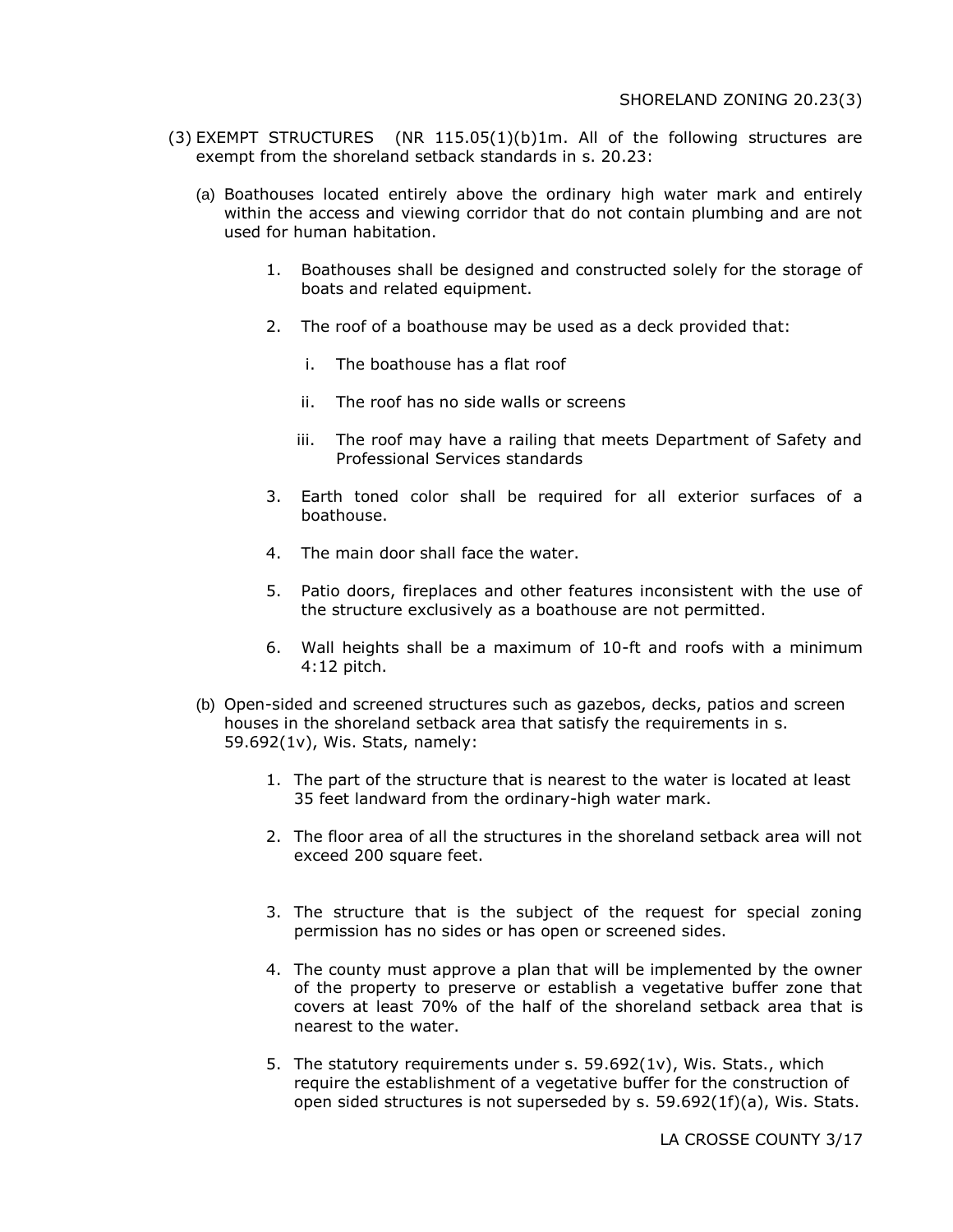(3) EXEMPT STRUCTURES (NR 115.05(1)(b)1m. All of the following structures are exempt from the shoreland setback standards in s. 20.23:

(a) Boathouses located entirely above the ordinary high water mark and entirely within the access and viewing corridor that do not contain plumbing and are not used for human habitation.

1. Boathouses shall be designed and constructed solely for the storage of boats and related equipment.
2. The roof of a boathouse may be used as a deck provided that:
   i. The boathouse has a flat roof
   ii. The roof has no side walls or screens
   iii. The roof may have a railing that meets Department of Safety and Professional Services standards
3. Earth toned color shall be required for all exterior surfaces of a boathouse.
4. The main door shall face the water.
5. Patio doors, fireplaces and other features inconsistent with the use of the structure exclusively as a boathouse are not permitted.
6. Wall heights shall be a maximum of 10-ft and roofs with a minimum 4:12 pitch.

(b) Open-sided and screened structures such as gazebos, decks, patios and screen houses in the shoreland setback area that satisfy the requirements in s. 59.692(1v), Wis. Stats, namely:

1. The part of the structure that is nearest to the water is located at least 35 feet landward from the ordinary-high water mark.
2. The floor area of all the structures in the shoreland setback area will not exceed 200 square feet.
3. The structure that is the subject of the request for special zoning permission has no sides or has open or screened sides.
4. The county must approve a plan that will be implemented by the owner of the property to preserve or establish a vegetative buffer zone that covers at least 70% of the half of the shoreland setback area that is nearest to the water.
5. The statutory requirements under s. 59.692(1v), Wis. Stats., which require the establishment of a vegetative buffer for the construction of open sided structures is not superseded by s. 59.692(1f)(a), Wis. Stats.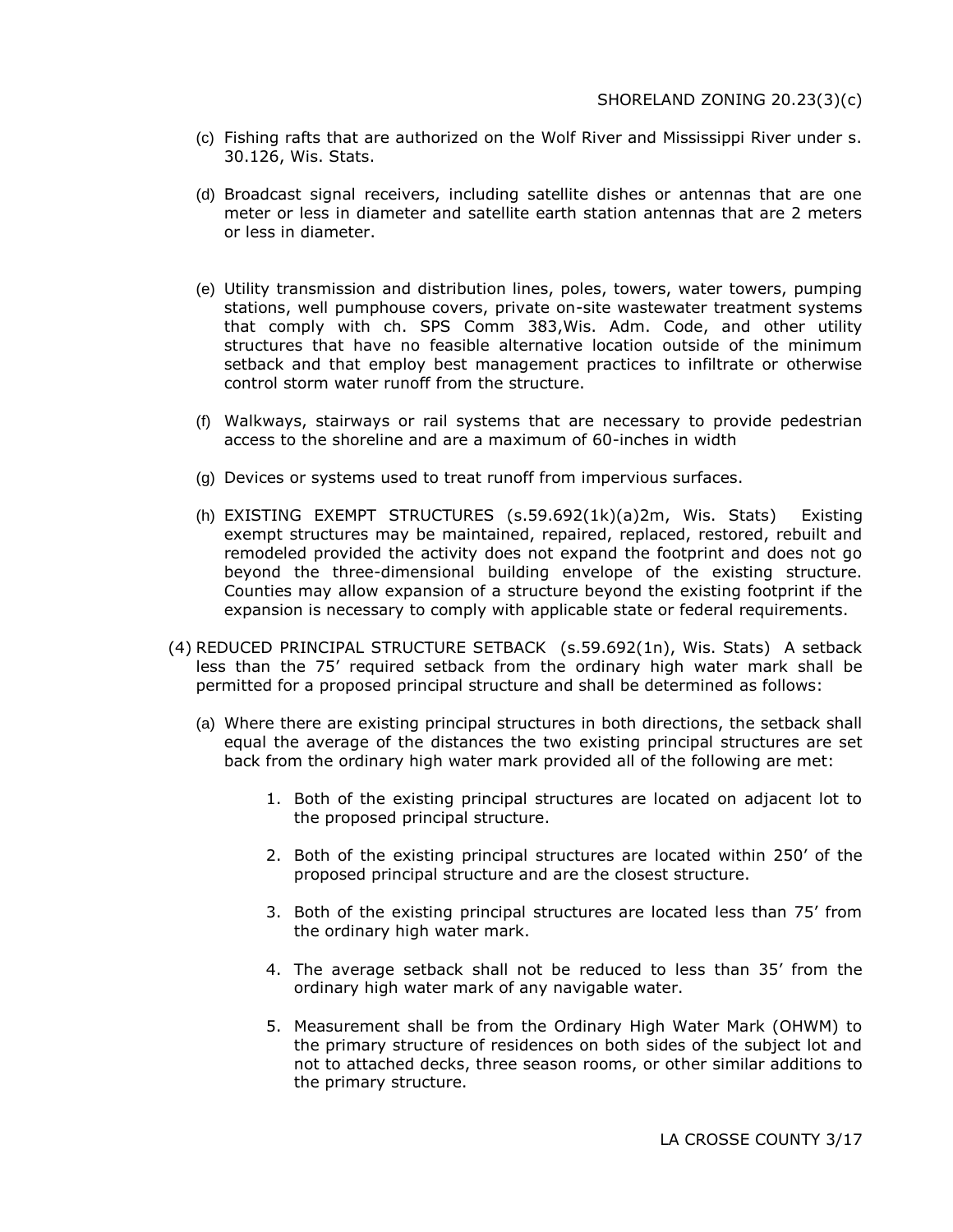(c) Fishing rafts that are authorized on the Wolf River and Mississippi River under s. 30.126, Wis. Stats.

(d) Broadcast signal receivers, including satellite dishes or antennas that are one meter or less in diameter and satellite earth station antennas that are 2 meters or less in diameter.

(e) Utility transmission and distribution lines, poles, towers, water towers, pumping stations, well pumphouse covers, private on-site wastewater treatment systems that comply with ch. SPS Comm 383,Wis. Adm. Code, and other utility structures that have no feasible alternative location outside of the minimum setback and that employ best management practices to infiltrate or otherwise control storm water runoff from the structure.

(f) Walkways, stairways or rail systems that are necessary to provide pedestrian access to the shoreline and are a maximum of 60-inches in width

(g) Devices or systems used to treat runoff from impervious surfaces.

(h) EXISTING EXEMPT STRUCTURES (s.59.692(1k)(a)2m, Wis. Stats) Existing exempt structures may be maintained, repaired, replaced, restored, rebuilt and remodeled provided the activity does not expand the footprint and does not go beyond the three-dimensional building envelope of the existing structure. Counties may allow expansion of a structure beyond the existing footprint if the expansion is necessary to comply with applicable state or federal requirements.

(4) REDUCED PRINCIPAL STRUCTURE SETBACK (s.59.692(1n), Wis. Stats) A setback less than the 75' required setback from the ordinary high water mark shall be permitted for a proposed principal structure and shall be determined as follows:

(a) Where there are existing principal structures in both directions, the setback shall equal the average of the distances the two existing principal structures are set back from the ordinary high water mark provided all of the following are met:

1. Both of the existing principal structures are located on adjacent lot to the proposed principal structure.

2. Both of the existing principal structures are located within 250' of the proposed principal structure and are the closest structure.

3. Both of the existing principal structures are located less than 75' from the ordinary high water mark.

4. The average setback shall not be reduced to less than 35' from the ordinary high water mark of any navigable water.

5. Measurement shall be from the Ordinary High Water Mark (OHWM) to the primary structure of residences on both sides of the subject lot and not to attached decks, three season rooms, or other similar additions to the primary structure.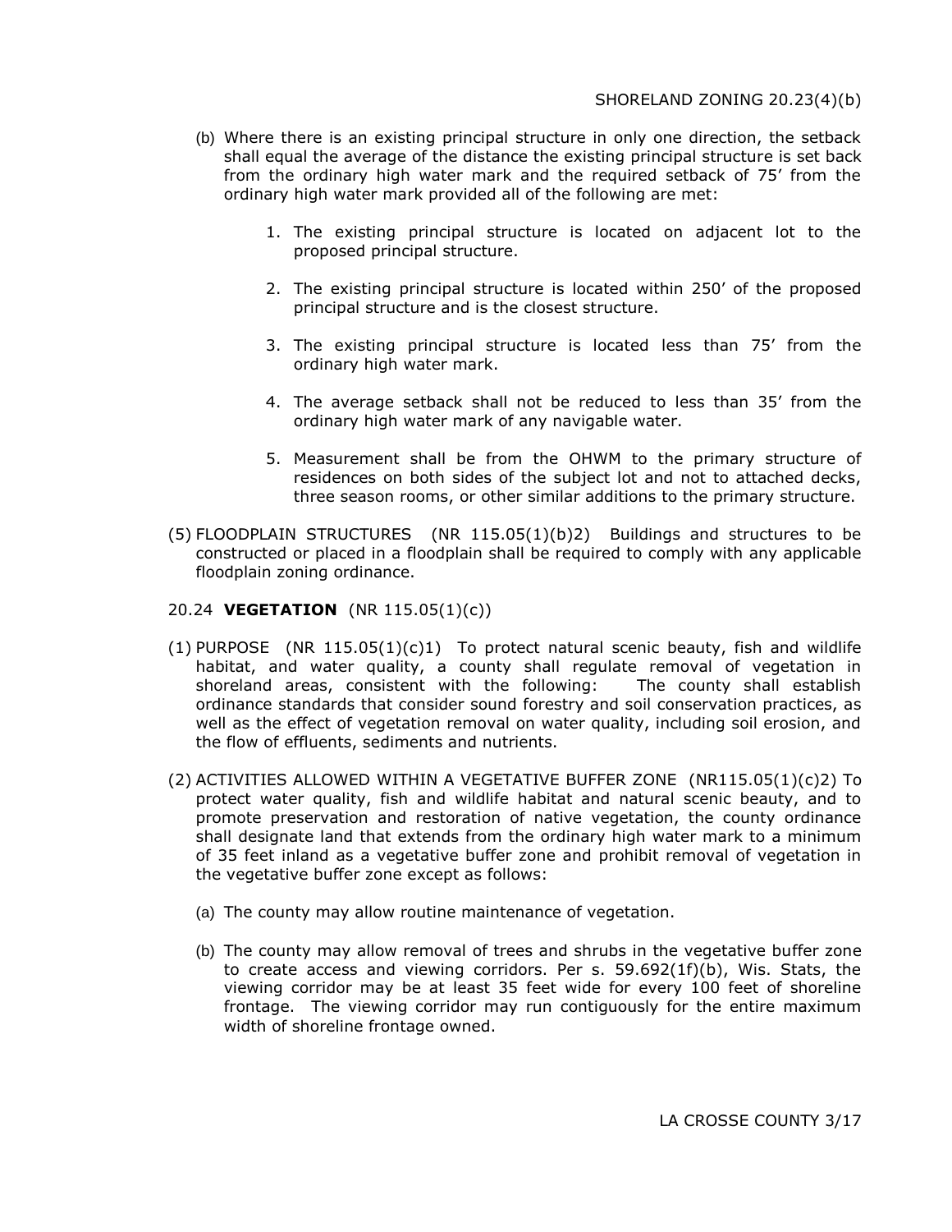(b) Where there is an existing principal structure in only one direction, the setback shall equal the average of the distance the existing principal structure is set back from the ordinary high water mark and the required setback of 75' from the ordinary high water mark provided all of the following are met:

1. The existing principal structure is located on adjacent lot to the proposed principal structure.
2. The existing principal structure is located within 250' of the proposed principal structure and is the closest structure.
3. The existing principal structure is located less than 75' from the ordinary high water mark.
4. The average setback shall not be reduced to less than 35' from the ordinary high water mark of any navigable water.
5. Measurement shall be from the OHWM to the primary structure of residences on both sides of the subject lot and not to attached decks, three season rooms, or other similar additions to the primary structure.

(5) FLOODPLAIN STRUCTURES (NR 115.05(1)(b)2) Buildings and structures to be constructed or placed in a floodplain shall be required to comply with any applicable floodplain zoning ordinance.

## 20.24 **VEGETATION** (NR 115.05(1)(c))

(1) PURPOSE (NR 115.05(1)(c)1) To protect natural scenic beauty, fish and wildlife habitat, and water quality, a county shall regulate removal of vegetation in shoreland areas, consistent with the following: The county shall establish ordinance standards that consider sound forestry and soil conservation practices, as well as the effect of vegetation removal on water quality, including soil erosion, and the flow of effluents, sediments and nutrients.

(2) ACTIVITIES ALLOWED WITHIN A VEGETATIVE BUFFER ZONE (NR115.05(1)(c)2) To protect water quality, fish and wildlife habitat and natural scenic beauty, and to promote preservation and restoration of native vegetation, the county ordinance shall designate land that extends from the ordinary high water mark to a minimum of 35 feet inland as a vegetative buffer zone and prohibit removal of vegetation in the vegetative buffer zone except as follows:

(a) The county may allow routine maintenance of vegetation.

(b) The county may allow removal of trees and shrubs in the vegetative buffer zone to create access and viewing corridors. Per s. 59.692(1f)(b), Wis. Stats, the viewing corridor may be at least 35 feet wide for every 100 feet of shoreline frontage. The viewing corridor may run contiguously for the entire maximum width of shoreline frontage owned.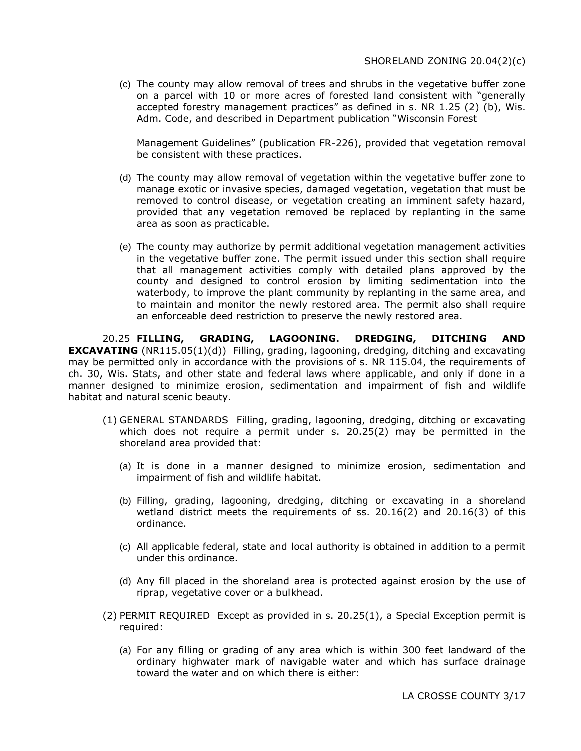(c) The county may allow removal of trees and shrubs in the vegetative buffer zone on a parcel with 10 or more acres of forested land consistent with "generally accepted forestry management practices" as defined in s. NR 1.25 (2) (b), Wis. Adm. Code, and described in Department publication "Wisconsin Forest

Management Guidelines" (publication FR-226), provided that vegetation removal be consistent with these practices.

(d) The county may allow removal of vegetation within the vegetative buffer zone to manage exotic or invasive species, damaged vegetation, vegetation that must be removed to control disease, or vegetation creating an imminent safety hazard, provided that any vegetation removed be replaced by replanting in the same area as soon as practicable.

(e) The county may authorize by permit additional vegetation management activities in the vegetative buffer zone. The permit issued under this section shall require that all management activities comply with detailed plans approved by the county and designed to control erosion by limiting sedimentation into the waterbody, to improve the plant community by replanting in the same area, and to maintain and monitor the newly restored area. The permit also shall require an enforceable deed restriction to preserve the newly restored area.

20.25 **FILLING, GRADING, LAGOONING. DREDGING, DITCHING AND EXCAVATING** (NR115.05(1)(d)) Filling, grading, lagooning, dredging, ditching and excavating may be permitted only in accordance with the provisions of s. NR 115.04, the requirements of ch. 30, Wis. Stats, and other state and federal laws where applicable, and only if done in a manner designed to minimize erosion, sedimentation and impairment of fish and wildlife habitat and natural scenic beauty.

(1) GENERAL STANDARDS Filling, grading, lagooning, dredging, ditching or excavating which does not require a permit under s. 20.25(2) may be permitted in the shoreland area provided that:

(a) It is done in a manner designed to minimize erosion, sedimentation and impairment of fish and wildlife habitat.

(b) Filling, grading, lagooning, dredging, ditching or excavating in a shoreland wetland district meets the requirements of ss. 20.16(2) and 20.16(3) of this ordinance.

(c) All applicable federal, state and local authority is obtained in addition to a permit under this ordinance.

(d) Any fill placed in the shoreland area is protected against erosion by the use of riprap, vegetative cover or a bulkhead.

(2) PERMIT REQUIRED Except as provided in s. 20.25(1), a Special Exception permit is required:

(a) For any filling or grading of any area which is within 300 feet landward of the ordinary highwater mark of navigable water and which has surface drainage toward the water and on which there is either: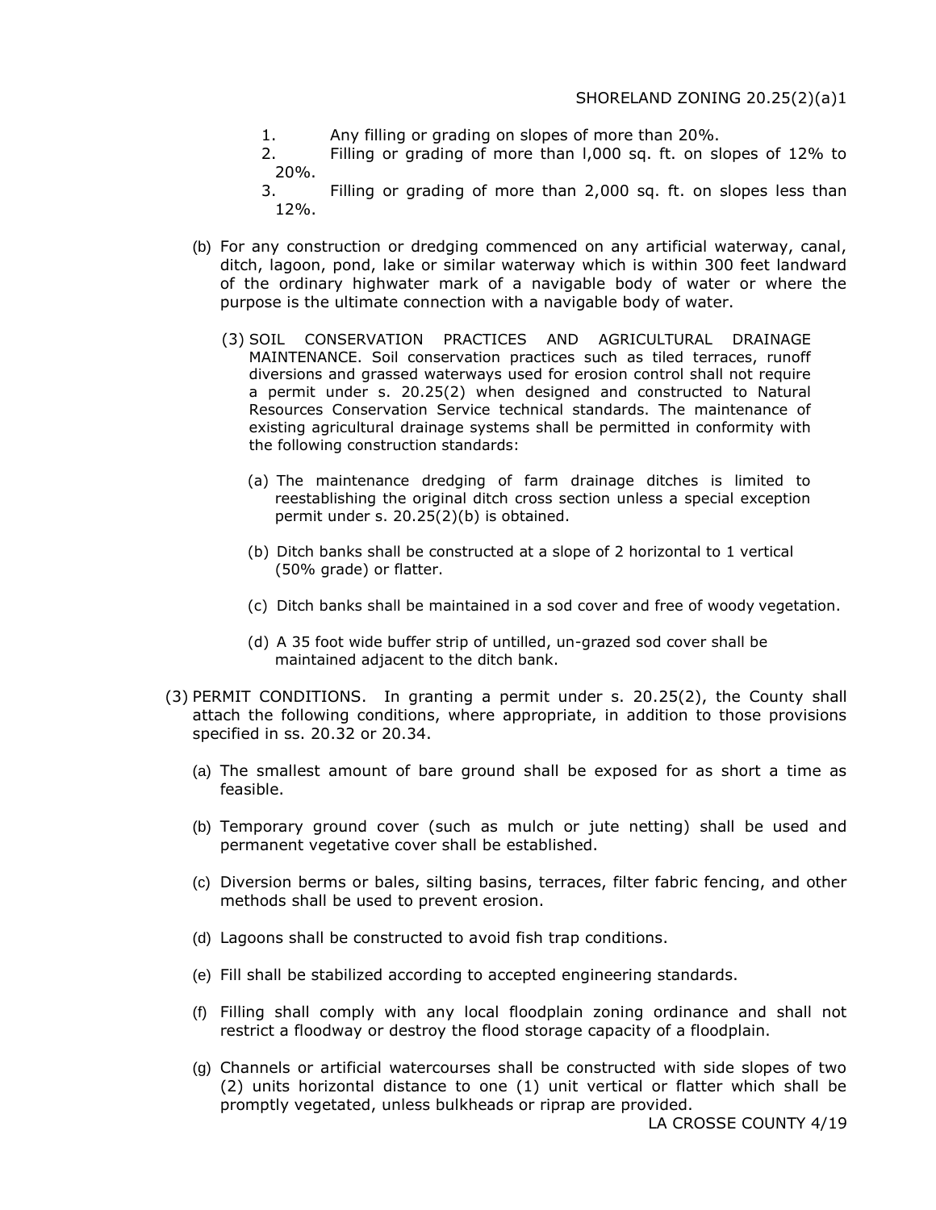1. Any filling or grading on slopes of more than 20%.
2. Filling or grading of more than l,000 sq. ft. on slopes of 12% to 20%.
3. Filling or grading of more than 2,000 sq. ft. on slopes less than 12%.

(b) For any construction or dredging commenced on any artificial waterway, canal, ditch, lagoon, pond, lake or similar waterway which is within 300 feet landward of the ordinary highwater mark of a navigable body of water or where the purpose is the ultimate connection with a navigable body of water.

(3) SOIL CONSERVATION PRACTICES AND AGRICULTURAL DRAINAGE MAINTENANCE. Soil conservation practices such as tiled terraces, runoff diversions and grassed waterways used for erosion control shall not require a permit under s. 20.25(2) when designed and constructed to Natural Resources Conservation Service technical standards. The maintenance of existing agricultural drainage systems shall be permitted in conformity with the following construction standards:

(a) The maintenance dredging of farm drainage ditches is limited to reestablishing the original ditch cross section unless a special exception permit under s. 20.25(2)(b) is obtained.

(b) Ditch banks shall be constructed at a slope of 2 horizontal to 1 vertical (50% grade) or flatter.

(c) Ditch banks shall be maintained in a sod cover and free of woody vegetation.

(d) A 35 foot wide buffer strip of untilled, un-grazed sod cover shall be maintained adjacent to the ditch bank.

(3) PERMIT CONDITIONS. In granting a permit under s. 20.25(2), the County shall attach the following conditions, where appropriate, in addition to those provisions specified in ss. 20.32 or 20.34.

(a) The smallest amount of bare ground shall be exposed for as short a time as feasible.

(b) Temporary ground cover (such as mulch or jute netting) shall be used and permanent vegetative cover shall be established.

(c) Diversion berms or bales, silting basins, terraces, filter fabric fencing, and other methods shall be used to prevent erosion.

(d) Lagoons shall be constructed to avoid fish trap conditions.

(e) Fill shall be stabilized according to accepted engineering standards.

(f) Filling shall comply with any local floodplain zoning ordinance and shall not restrict a floodway or destroy the flood storage capacity of a floodplain.

(g) Channels or artificial watercourses shall be constructed with side slopes of two (2) units horizontal distance to one (1) unit vertical or flatter which shall be promptly vegetated, unless bulkheads or riprap are provided.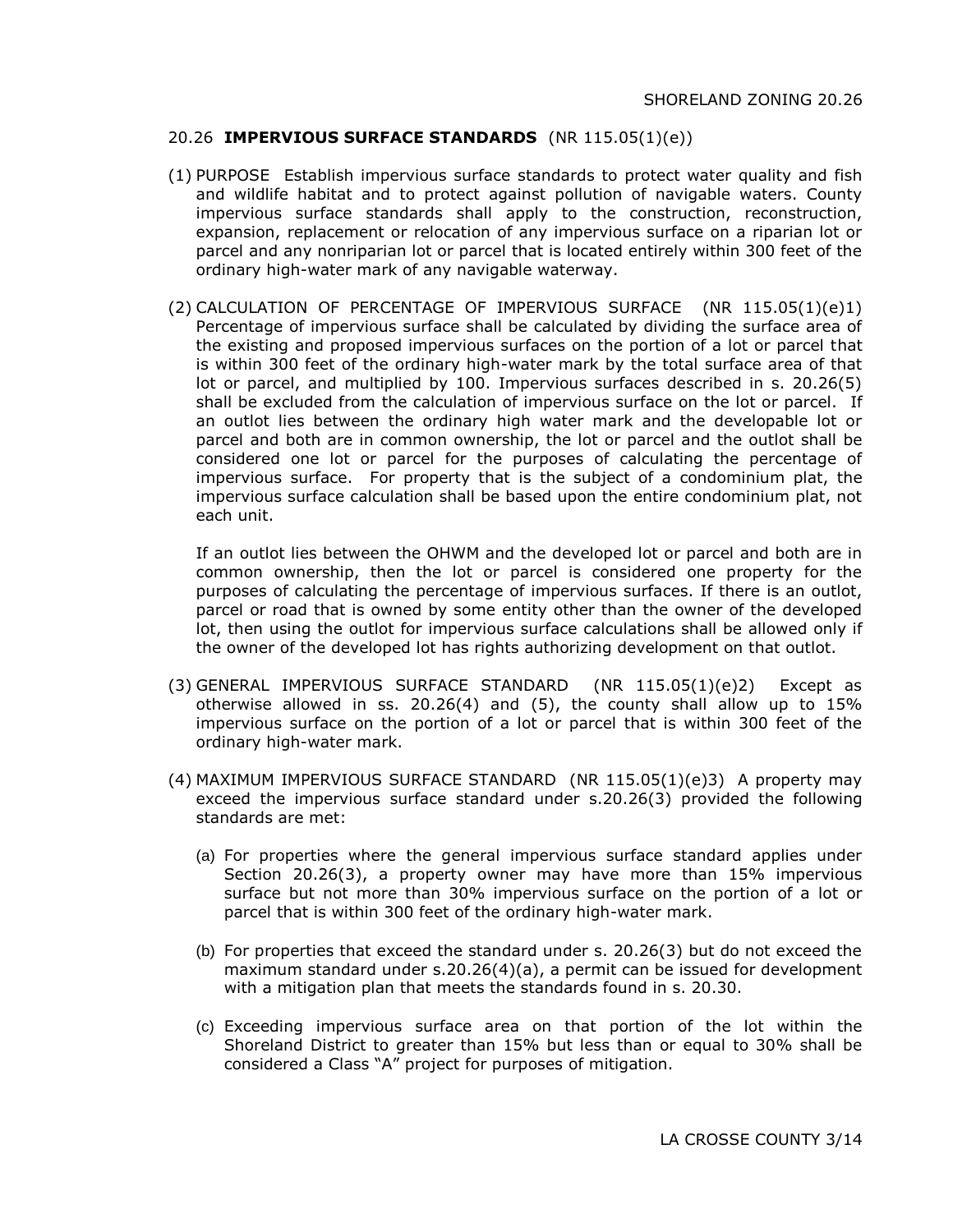## 20.26 **IMPERVIOUS SURFACE STANDARDS** (NR 115.05(1)(e))

(1) PURPOSE Establish impervious surface standards to protect water quality and fish and wildlife habitat and to protect against pollution of navigable waters. County impervious surface standards shall apply to the construction, reconstruction, expansion, replacement or relocation of any impervious surface on a riparian lot or parcel and any nonriparian lot or parcel that is located entirely within 300 feet of the ordinary high-water mark of any navigable waterway.

(2) CALCULATION OF PERCENTAGE OF IMPERVIOUS SURFACE (NR 115.05(1)(e)1) Percentage of impervious surface shall be calculated by dividing the surface area of the existing and proposed impervious surfaces on the portion of a lot or parcel that is within 300 feet of the ordinary high-water mark by the total surface area of that lot or parcel, and multiplied by 100. Impervious surfaces described in s. 20.26(5) shall be excluded from the calculation of impervious surface on the lot or parcel. If an outlot lies between the ordinary high water mark and the developable lot or parcel and both are in common ownership, the lot or parcel and the outlot shall be considered one lot or parcel for the purposes of calculating the percentage of impervious surface. For property that is the subject of a condominium plat, the impervious surface calculation shall be based upon the entire condominium plat, not each unit.

If an outlot lies between the OHWM and the developed lot or parcel and both are in common ownership, then the lot or parcel is considered one property for the purposes of calculating the percentage of impervious surfaces. If there is an outlot, parcel or road that is owned by some entity other than the owner of the developed lot, then using the outlot for impervious surface calculations shall be allowed only if the owner of the developed lot has rights authorizing development on that outlot.

(3) GENERAL IMPERVIOUS SURFACE STANDARD (NR 115.05(1)(e)2) Except as otherwise allowed in ss. 20.26(4) and (5), the county shall allow up to 15% impervious surface on the portion of a lot or parcel that is within 300 feet of the ordinary high-water mark.

(4) MAXIMUM IMPERVIOUS SURFACE STANDARD (NR 115.05(1)(e)3) A property may exceed the impervious surface standard under s.20.26(3) provided the following standards are met:

(a) For properties where the general impervious surface standard applies under Section 20.26(3), a property owner may have more than 15% impervious surface but not more than 30% impervious surface on the portion of a lot or parcel that is within 300 feet of the ordinary high-water mark.

(b) For properties that exceed the standard under s. 20.26(3) but do not exceed the maximum standard under s.20.26(4)(a), a permit can be issued for development with a mitigation plan that meets the standards found in s. 20.30.

(c) Exceeding impervious surface area on that portion of the lot within the Shoreland District to greater than 15% but less than or equal to 30% shall be considered a Class "A" project for purposes of mitigation.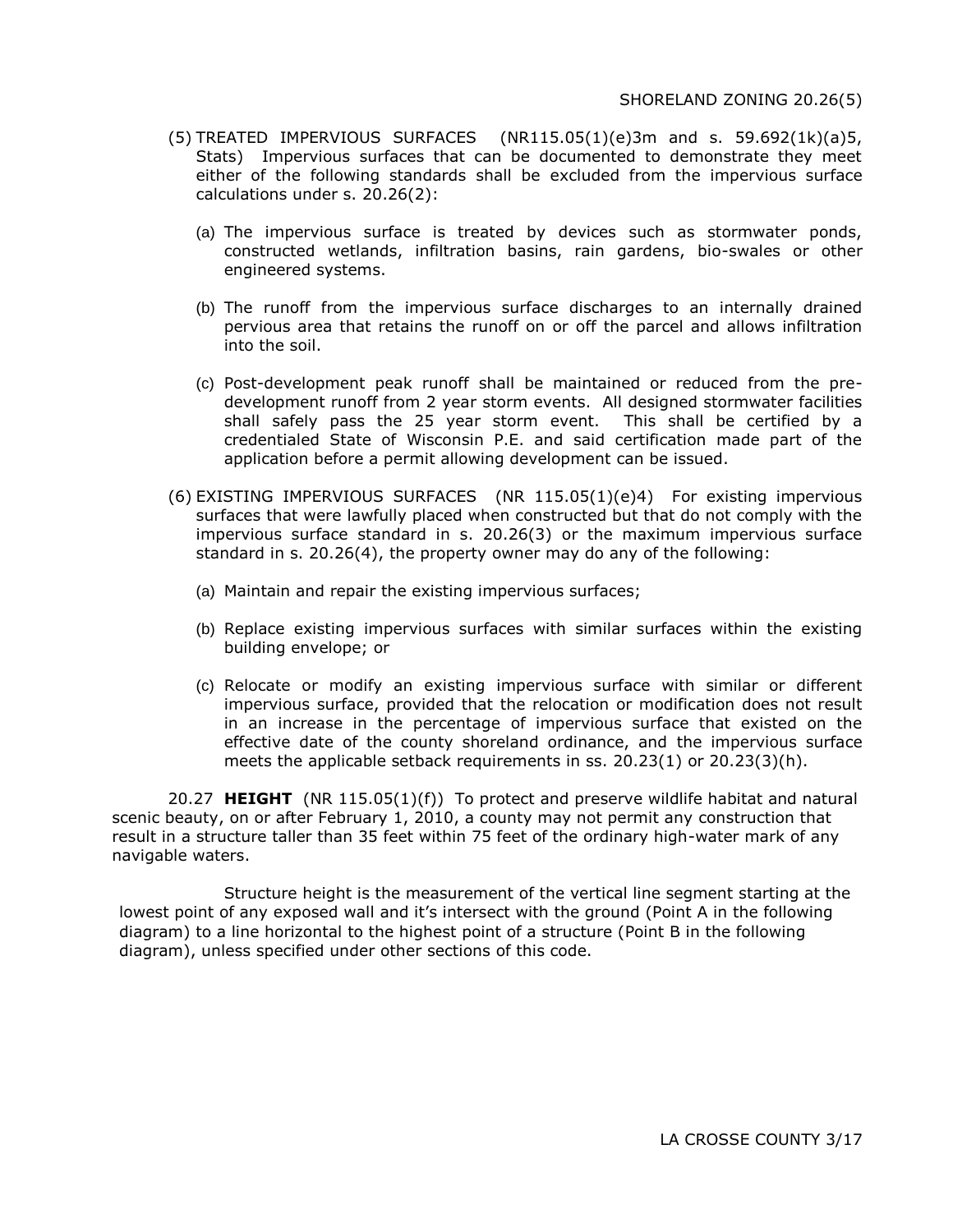(5) TREATED IMPERVIOUS SURFACES (NR115.05(1)(e)3m and s. 59.692(1k)(a)5, Stats) Impervious surfaces that can be documented to demonstrate they meet either of the following standards shall be excluded from the impervious surface calculations under s. 20.26(2):

(a) The impervious surface is treated by devices such as stormwater ponds, constructed wetlands, infiltration basins, rain gardens, bio-swales or other engineered systems.

(b) The runoff from the impervious surface discharges to an internally drained pervious area that retains the runoff on or off the parcel and allows infiltration into the soil.

(c) Post-development peak runoff shall be maintained or reduced from the pre-development runoff from 2 year storm events. All designed stormwater facilities shall safely pass the 25 year storm event. This shall be certified by a credentialed State of Wisconsin P.E. and said certification made part of the application before a permit allowing development can be issued.

(6) EXISTING IMPERVIOUS SURFACES (NR 115.05(1)(e)4) For existing impervious surfaces that were lawfully placed when constructed but that do not comply with the impervious surface standard in s. 20.26(3) or the maximum impervious surface standard in s. 20.26(4), the property owner may do any of the following:

(a) Maintain and repair the existing impervious surfaces;

(b) Replace existing impervious surfaces with similar surfaces within the existing building envelope; or

(c) Relocate or modify an existing impervious surface with similar or different impervious surface, provided that the relocation or modification does not result in an increase in the percentage of impervious surface that existed on the effective date of the county shoreland ordinance, and the impervious surface meets the applicable setback requirements in ss. 20.23(1) or 20.23(3)(h).

20.27 **HEIGHT** (NR 115.05(1)(f)) To protect and preserve wildlife habitat and natural scenic beauty, on or after February 1, 2010, a county may not permit any construction that result in a structure taller than 35 feet within 75 feet of the ordinary high-water mark of any navigable waters.

Structure height is the measurement of the vertical line segment starting at the lowest point of any exposed wall and it's intersect with the ground (Point A in the following diagram) to a line horizontal to the highest point of a structure (Point B in the following diagram), unless specified under other sections of this code.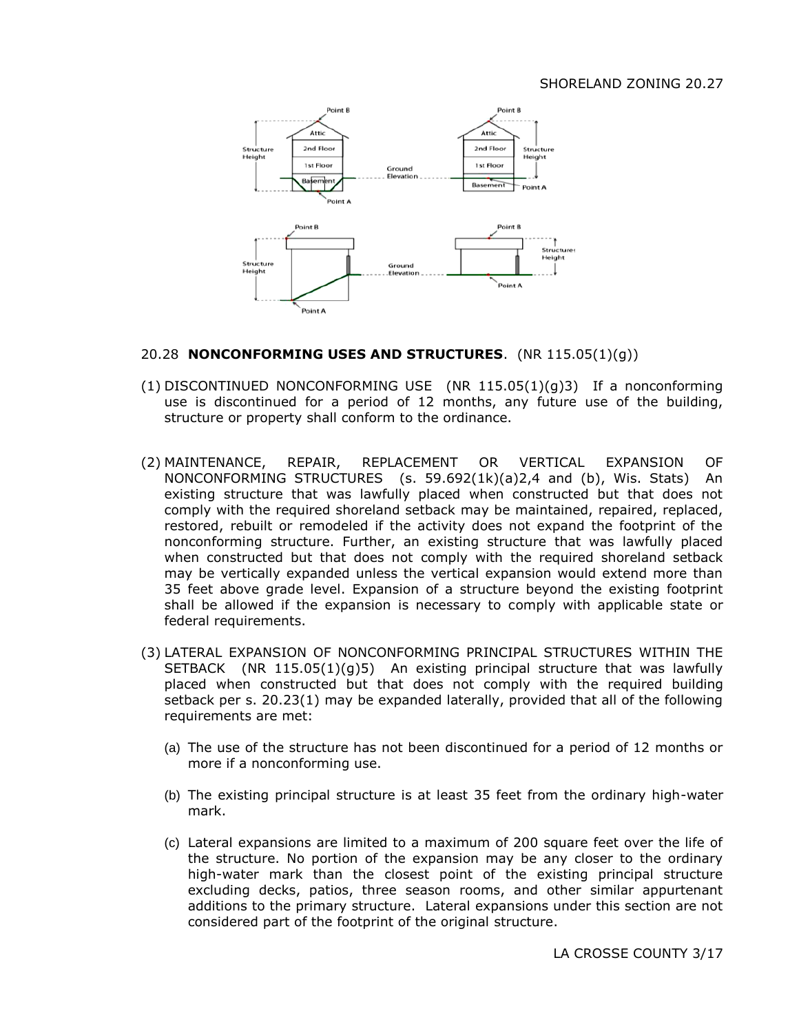## 20.28 **NONCONFORMING USES AND STRUCTURES**. (NR 115.05(1)(g))

(1) DISCONTINUED NONCONFORMING USE (NR 115.05(1)(g)3) If a nonconforming use is discontinued for a period of 12 months, any future use of the building, structure or property shall conform to the ordinance.

(2) MAINTENANCE, REPAIR, REPLACEMENT OR VERTICAL EXPANSION OF NONCONFORMING STRUCTURES (s. 59.692(1k)(a)2,4 and (b), Wis. Stats) An existing structure that was lawfully placed when constructed but that does not comply with the required shoreland setback may be maintained, repaired, replaced, restored, rebuilt or remodeled if the activity does not expand the footprint of the nonconforming structure. Further, an existing structure that was lawfully placed when constructed but that does not comply with the required shoreland setback may be vertically expanded unless the vertical expansion would extend more than 35 feet above grade level. Expansion of a structure beyond the existing footprint shall be allowed if the expansion is necessary to comply with applicable state or federal requirements.

(3) LATERAL EXPANSION OF NONCONFORMING PRINCIPAL STRUCTURES WITHIN THE SETBACK (NR 115.05(1)(g)5) An existing principal structure that was lawfully placed when constructed but that does not comply with the required building setback per s. 20.23(1) may be expanded laterally, provided that all of the following requirements are met:

   (a) The use of the structure has not been discontinued for a period of 12 months or more if a nonconforming use.

   (b) The existing principal structure is at least 35 feet from the ordinary high-water mark.

   (c) Lateral expansions are limited to a maximum of 200 square feet over the life of the structure. No portion of the expansion may be any closer to the ordinary high-water mark than the closest point of the existing principal structure excluding decks, patios, three season rooms, and other similar appurtenant additions to the primary structure. Lateral expansions under this section are not considered part of the footprint of the original structure.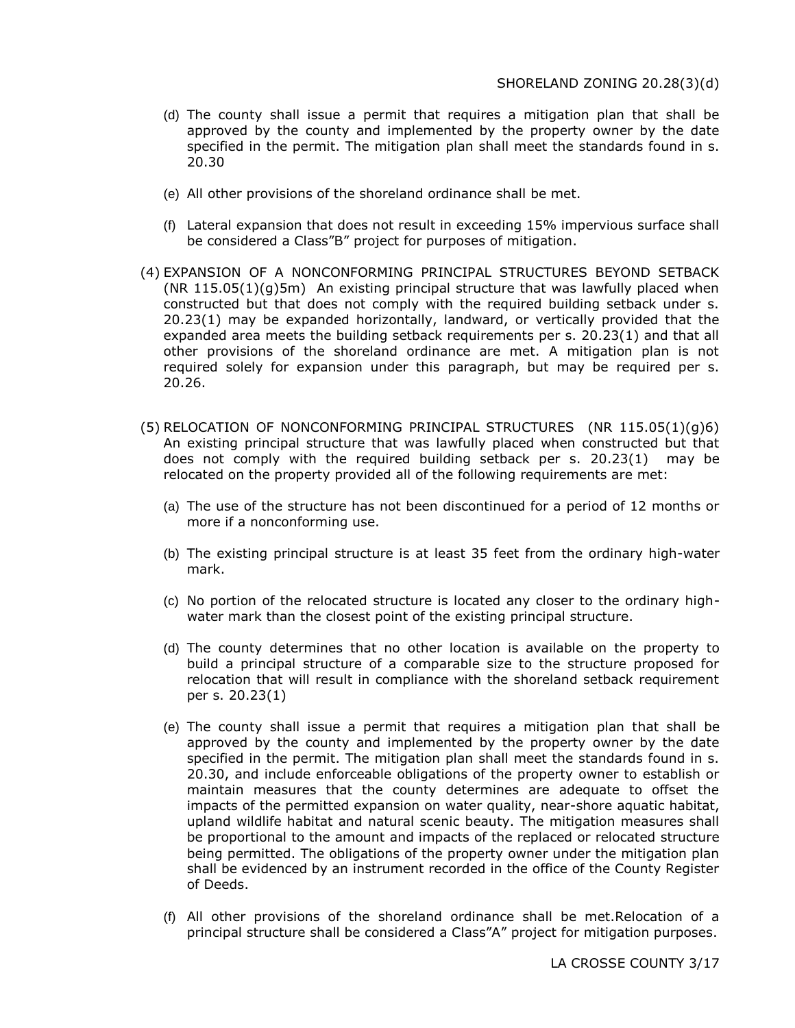(d) The county shall issue a permit that requires a mitigation plan that shall be approved by the county and implemented by the property owner by the date specified in the permit. The mitigation plan shall meet the standards found in s. 20.30

(e) All other provisions of the shoreland ordinance shall be met.

(f) Lateral expansion that does not result in exceeding 15% impervious surface shall be considered a Class"B" project for purposes of mitigation.

(4) EXPANSION OF A NONCONFORMING PRINCIPAL STRUCTURES BEYOND SETBACK (NR 115.05(1)(g)5m) An existing principal structure that was lawfully placed when constructed but that does not comply with the required building setback under s. 20.23(1) may be expanded horizontally, landward, or vertically provided that the expanded area meets the building setback requirements per s. 20.23(1) and that all other provisions of the shoreland ordinance are met. A mitigation plan is not required solely for expansion under this paragraph, but may be required per s. 20.26.

(5) RELOCATION OF NONCONFORMING PRINCIPAL STRUCTURES (NR 115.05(1)(g)6) An existing principal structure that was lawfully placed when constructed but that does not comply with the required building setback per s. 20.23(1) may be relocated on the property provided all of the following requirements are met:

(a) The use of the structure has not been discontinued for a period of 12 months or more if a nonconforming use.

(b) The existing principal structure is at least 35 feet from the ordinary high-water mark.

(c) No portion of the relocated structure is located any closer to the ordinary high-water mark than the closest point of the existing principal structure.

(d) The county determines that no other location is available on the property to build a principal structure of a comparable size to the structure proposed for relocation that will result in compliance with the shoreland setback requirement per s. 20.23(1)

(e) The county shall issue a permit that requires a mitigation plan that shall be approved by the county and implemented by the property owner by the date specified in the permit. The mitigation plan shall meet the standards found in s. 20.30, and include enforceable obligations of the property owner to establish or maintain measures that the county determines are adequate to offset the impacts of the permitted expansion on water quality, near-shore aquatic habitat, upland wildlife habitat and natural scenic beauty. The mitigation measures shall be proportional to the amount and impacts of the replaced or relocated structure being permitted. The obligations of the property owner under the mitigation plan shall be evidenced by an instrument recorded in the office of the County Register of Deeds.

(f) All other provisions of the shoreland ordinance shall be met.Relocation of a principal structure shall be considered a Class"A" project for mitigation purposes.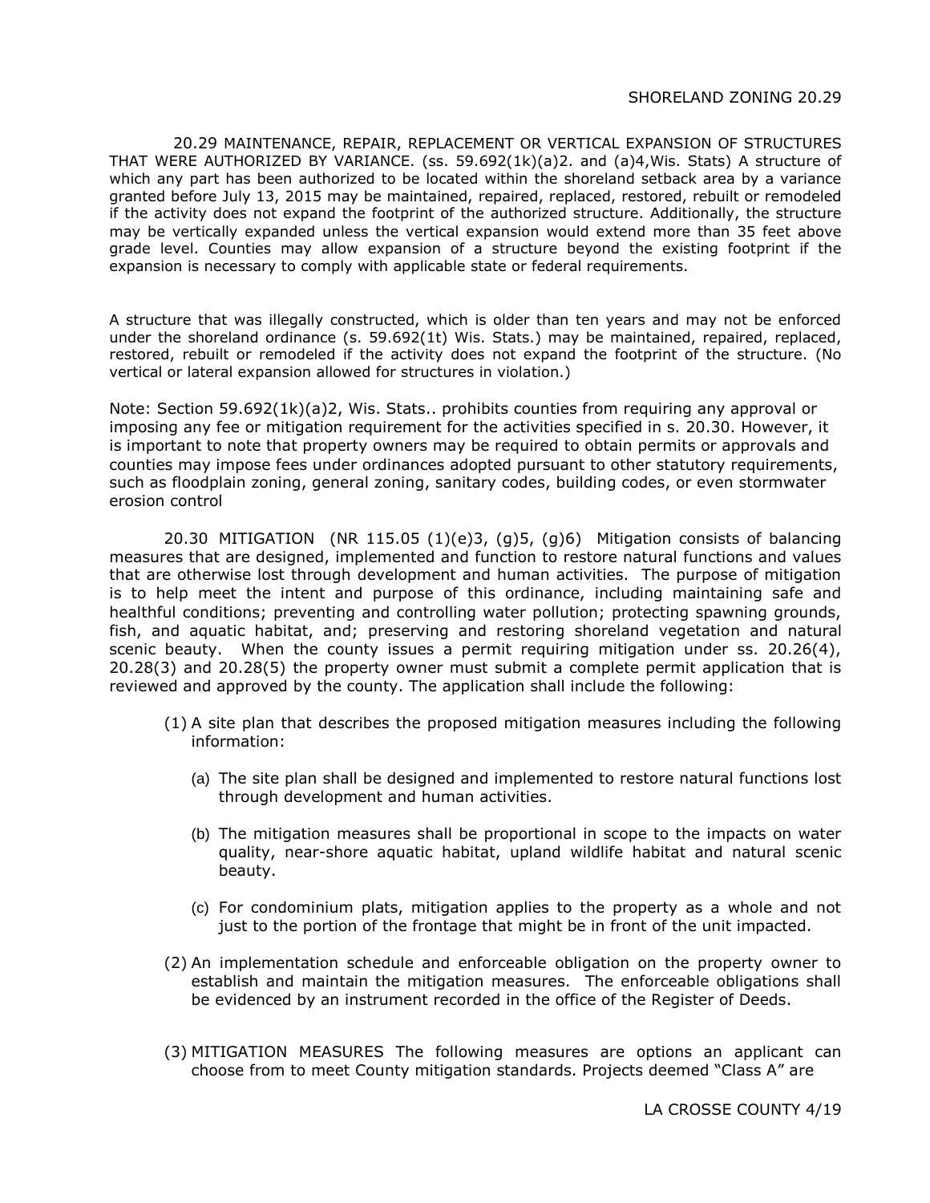20.29 MAINTENANCE, REPAIR, REPLACEMENT OR VERTICAL EXPANSION OF STRUCTURES THAT WERE AUTHORIZED BY VARIANCE. (ss. 59.692(1k)(a)2. and (a)4,Wis. Stats) A structure of which any part has been authorized to be located within the shoreland setback area by a variance granted before July 13, 2015 may be maintained, repaired, replaced, restored, rebuilt or remodeled if the activity does not expand the footprint of the authorized structure. Additionally, the structure may be vertically expanded unless the vertical expansion would extend more than 35 feet above grade level. Counties may allow expansion of a structure beyond the existing footprint if the expansion is necessary to comply with applicable state or federal requirements.

A structure that was illegally constructed, which is older than ten years and may not be enforced under the shoreland ordinance (s. 59.692(1t) Wis. Stats.) may be maintained, repaired, replaced, restored, rebuilt or remodeled if the activity does not expand the footprint of the structure. (No vertical or lateral expansion allowed for structures in violation.)

Note: Section 59.692(1k)(a)2, Wis. Stats.. prohibits counties from requiring any approval or imposing any fee or mitigation requirement for the activities specified in s. 20.30. However, it is important to note that property owners may be required to obtain permits or approvals and counties may impose fees under ordinances adopted pursuant to other statutory requirements, such as floodplain zoning, general zoning, sanitary codes, building codes, or even stormwater erosion control

20.30 MITIGATION (NR 115.05 (1)(e)3, (g)5, (g)6) Mitigation consists of balancing measures that are designed, implemented and function to restore natural functions and values that are otherwise lost through development and human activities. The purpose of mitigation is to help meet the intent and purpose of this ordinance, including maintaining safe and healthful conditions; preventing and controlling water pollution; protecting spawning grounds, fish, and aquatic habitat, and; preserving and restoring shoreland vegetation and natural scenic beauty. When the county issues a permit requiring mitigation under ss. 20.26(4), 20.28(3) and 20.28(5) the property owner must submit a complete permit application that is reviewed and approved by the county. The application shall include the following:

(1) A site plan that describes the proposed mitigation measures including the following information:

   (a) The site plan shall be designed and implemented to restore natural functions lost through development and human activities.

   (b) The mitigation measures shall be proportional in scope to the impacts on water quality, near-shore aquatic habitat, upland wildlife habitat and natural scenic beauty.

   (c) For condominium plats, mitigation applies to the property as a whole and not just to the portion of the frontage that might be in front of the unit impacted.

(2) An implementation schedule and enforceable obligation on the property owner to establish and maintain the mitigation measures. The enforceable obligations shall be evidenced by an instrument recorded in the office of the Register of Deeds.

(3) MITIGATION MEASURES The following measures are options an applicant can choose from to meet County mitigation standards. Projects deemed "Class A" are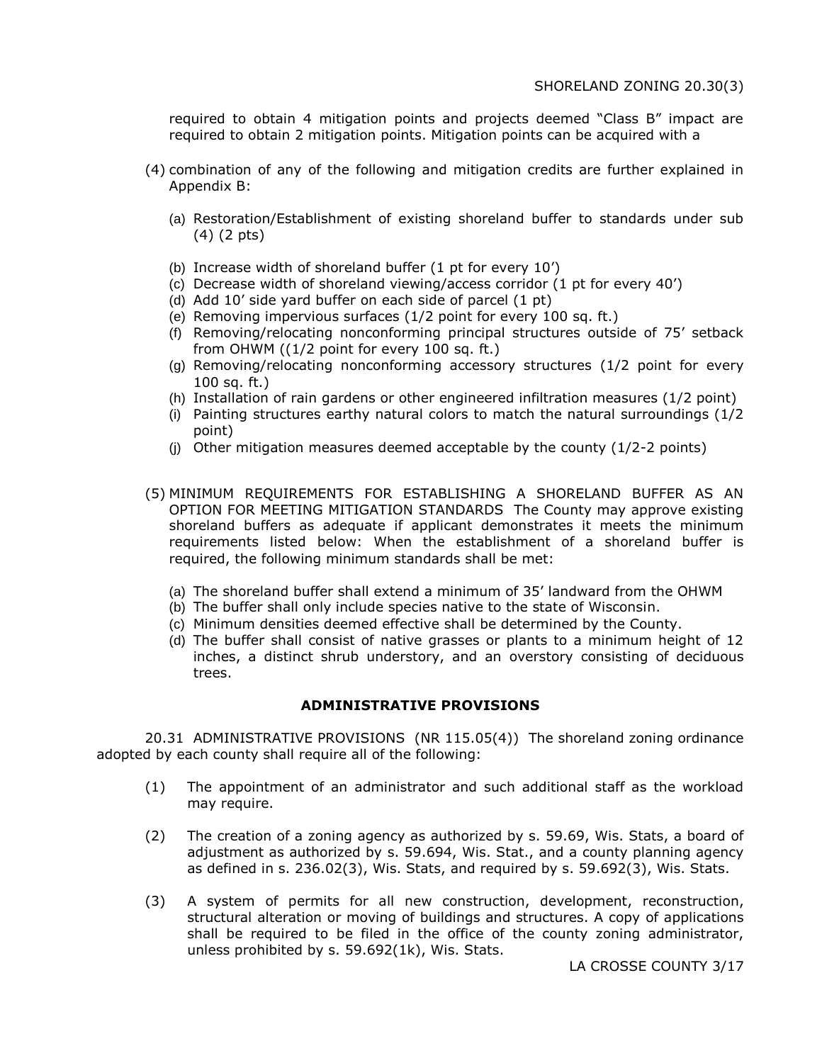required to obtain 4 mitigation points and projects deemed "Class B" impact are required to obtain 2 mitigation points. Mitigation points can be acquired with a

(4) combination of any of the following and mitigation credits are further explained in Appendix B:

   (a) Restoration/Establishment of existing shoreland buffer to standards under sub (4) (2 pts)

   (b) Increase width of shoreland buffer (1 pt for every 10')
   (c) Decrease width of shoreland viewing/access corridor (1 pt for every 40')
   (d) Add 10' side yard buffer on each side of parcel (1 pt)
   (e) Removing impervious surfaces (1/2 point for every 100 sq. ft.)
   (f) Removing/relocating nonconforming principal structures outside of 75' setback from OHWM ((1/2 point for every 100 sq. ft.)
   (g) Removing/relocating nonconforming accessory structures (1/2 point for every 100 sq. ft.)
   (h) Installation of rain gardens or other engineered infiltration measures (1/2 point)
   (i) Painting structures earthy natural colors to match the natural surroundings (1/2 point)
   (j) Other mitigation measures deemed acceptable by the county (1/2-2 points)

(5) MINIMUM REQUIREMENTS FOR ESTABLISHING A SHORELAND BUFFER AS AN OPTION FOR MEETING MITIGATION STANDARDS The County may approve existing shoreland buffers as adequate if applicant demonstrates it meets the minimum requirements listed below: When the establishment of a shoreland buffer is required, the following minimum standards shall be met:

   (a) The shoreland buffer shall extend a minimum of 35' landward from the OHWM
   (b) The buffer shall only include species native to the state of Wisconsin.
   (c) Minimum densities deemed effective shall be determined by the County.
   (d) The buffer shall consist of native grasses or plants to a minimum height of 12 inches, a distinct shrub understory, and an overstory consisting of deciduous trees.

## ADMINISTRATIVE PROVISIONS

20.31 ADMINISTRATIVE PROVISIONS (NR 115.05(4)) The shoreland zoning ordinance adopted by each county shall require all of the following:

(1) The appointment of an administrator and such additional staff as the workload may require.

(2) The creation of a zoning agency as authorized by s. 59.69, Wis. Stats, a board of adjustment as authorized by s. 59.694, Wis. Stat., and a county planning agency as defined in s. 236.02(3), Wis. Stats, and required by s. 59.692(3), Wis. Stats.

(3) A system of permits for all new construction, development, reconstruction, structural alteration or moving of buildings and structures. A copy of applications shall be required to be filed in the office of the county zoning administrator, unless prohibited by s. 59.692(1k), Wis. Stats.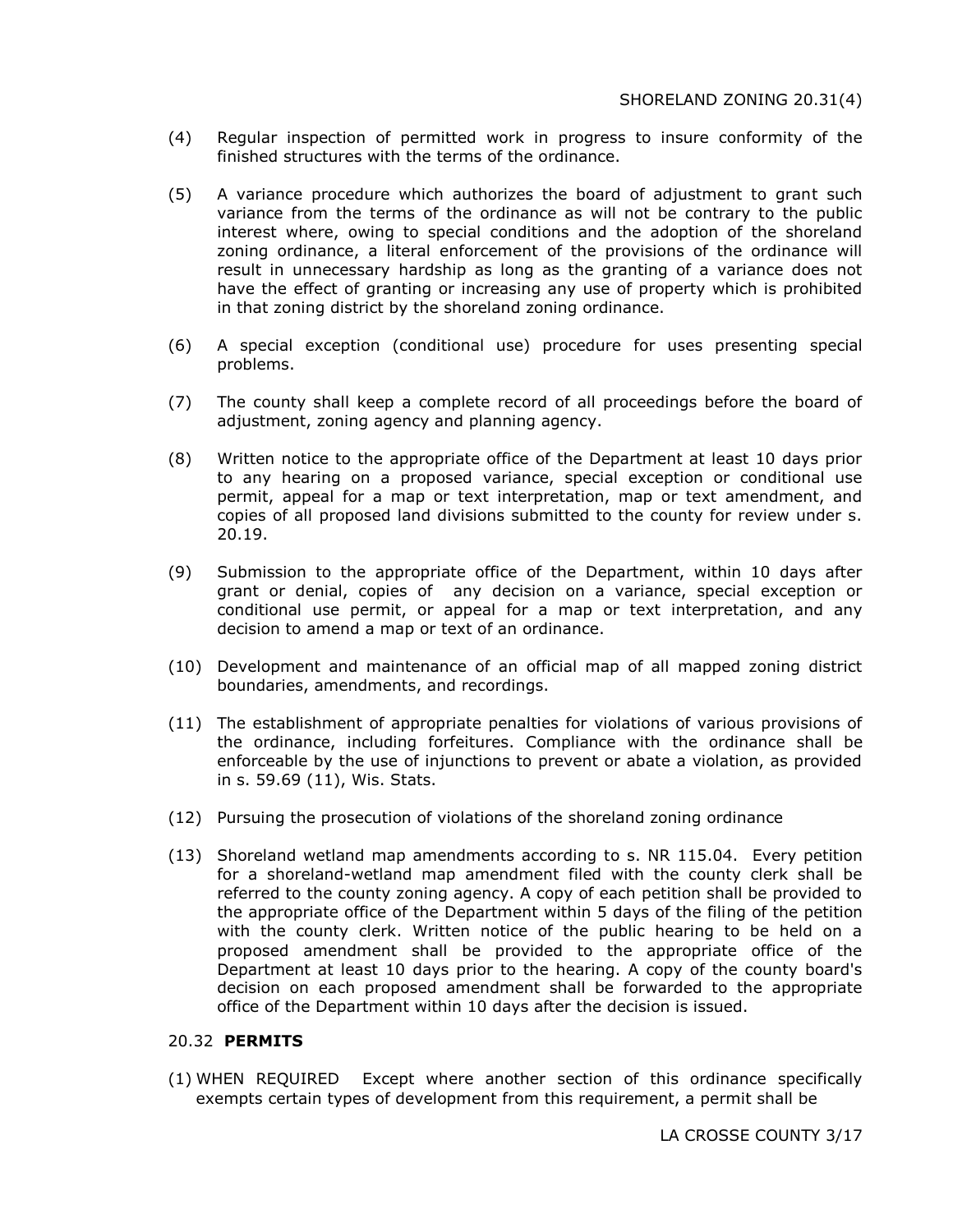(4) Regular inspection of permitted work in progress to insure conformity of the finished structures with the terms of the ordinance.

(5) A variance procedure which authorizes the board of adjustment to grant such variance from the terms of the ordinance as will not be contrary to the public interest where, owing to special conditions and the adoption of the shoreland zoning ordinance, a literal enforcement of the provisions of the ordinance will result in unnecessary hardship as long as the granting of a variance does not have the effect of granting or increasing any use of property which is prohibited in that zoning district by the shoreland zoning ordinance.

(6) A special exception (conditional use) procedure for uses presenting special problems.

(7) The county shall keep a complete record of all proceedings before the board of adjustment, zoning agency and planning agency.

(8) Written notice to the appropriate office of the Department at least 10 days prior to any hearing on a proposed variance, special exception or conditional use permit, appeal for a map or text interpretation, map or text amendment, and copies of all proposed land divisions submitted to the county for review under s. 20.19.

(9) Submission to the appropriate office of the Department, within 10 days after grant or denial, copies of any decision on a variance, special exception or conditional use permit, or appeal for a map or text interpretation, and any decision to amend a map or text of an ordinance.

(10) Development and maintenance of an official map of all mapped zoning district boundaries, amendments, and recordings.

(11) The establishment of appropriate penalties for violations of various provisions of the ordinance, including forfeitures. Compliance with the ordinance shall be enforceable by the use of injunctions to prevent or abate a violation, as provided in s. 59.69 (11), Wis. Stats.

(12) Pursuing the prosecution of violations of the shoreland zoning ordinance

(13) Shoreland wetland map amendments according to s. NR 115.04. Every petition for a shoreland-wetland map amendment filed with the county clerk shall be referred to the county zoning agency. A copy of each petition shall be provided to the appropriate office of the Department within 5 days of the filing of the petition with the county clerk. Written notice of the public hearing to be held on a proposed amendment shall be provided to the appropriate office of the Department at least 10 days prior to the hearing. A copy of the county board's decision on each proposed amendment shall be forwarded to the appropriate office of the Department within 10 days after the decision is issued.

## 20.32 **PERMITS**

(1) WHEN REQUIRED Except where another section of this ordinance specifically exempts certain types of development from this requirement, a permit shall be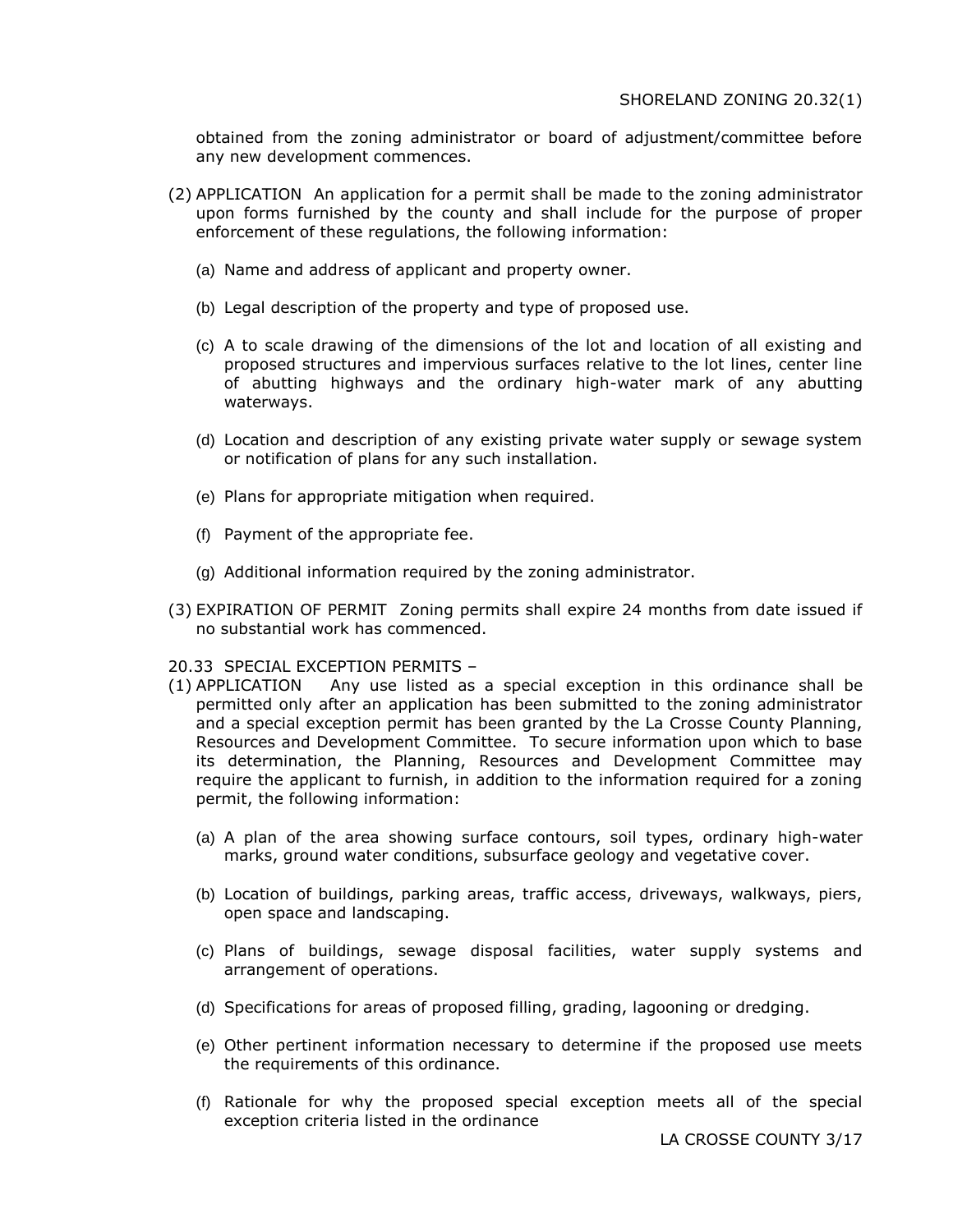obtained from the zoning administrator or board of adjustment/committee before any new development commences.

(2) APPLICATION An application for a permit shall be made to the zoning administrator upon forms furnished by the county and shall include for the purpose of proper enforcement of these regulations, the following information:

(a) Name and address of applicant and property owner.

(b) Legal description of the property and type of proposed use.

(c) A to scale drawing of the dimensions of the lot and location of all existing and proposed structures and impervious surfaces relative to the lot lines, center line of abutting highways and the ordinary high-water mark of any abutting waterways.

(d) Location and description of any existing private water supply or sewage system or notification of plans for any such installation.

(e) Plans for appropriate mitigation when required.

(f) Payment of the appropriate fee.

(g) Additional information required by the zoning administrator.

(3) EXPIRATION OF PERMIT Zoning permits shall expire 24 months from date issued if no substantial work has commenced.

20.33 SPECIAL EXCEPTION PERMITS –

(1) APPLICATION Any use listed as a special exception in this ordinance shall be permitted only after an application has been submitted to the zoning administrator and a special exception permit has been granted by the La Crosse County Planning, Resources and Development Committee. To secure information upon which to base its determination, the Planning, Resources and Development Committee may require the applicant to furnish, in addition to the information required for a zoning permit, the following information:

(a) A plan of the area showing surface contours, soil types, ordinary high-water marks, ground water conditions, subsurface geology and vegetative cover.

(b) Location of buildings, parking areas, traffic access, driveways, walkways, piers, open space and landscaping.

(c) Plans of buildings, sewage disposal facilities, water supply systems and arrangement of operations.

(d) Specifications for areas of proposed filling, grading, lagooning or dredging.

(e) Other pertinent information necessary to determine if the proposed use meets the requirements of this ordinance.

(f) Rationale for why the proposed special exception meets all of the special exception criteria listed in the ordinance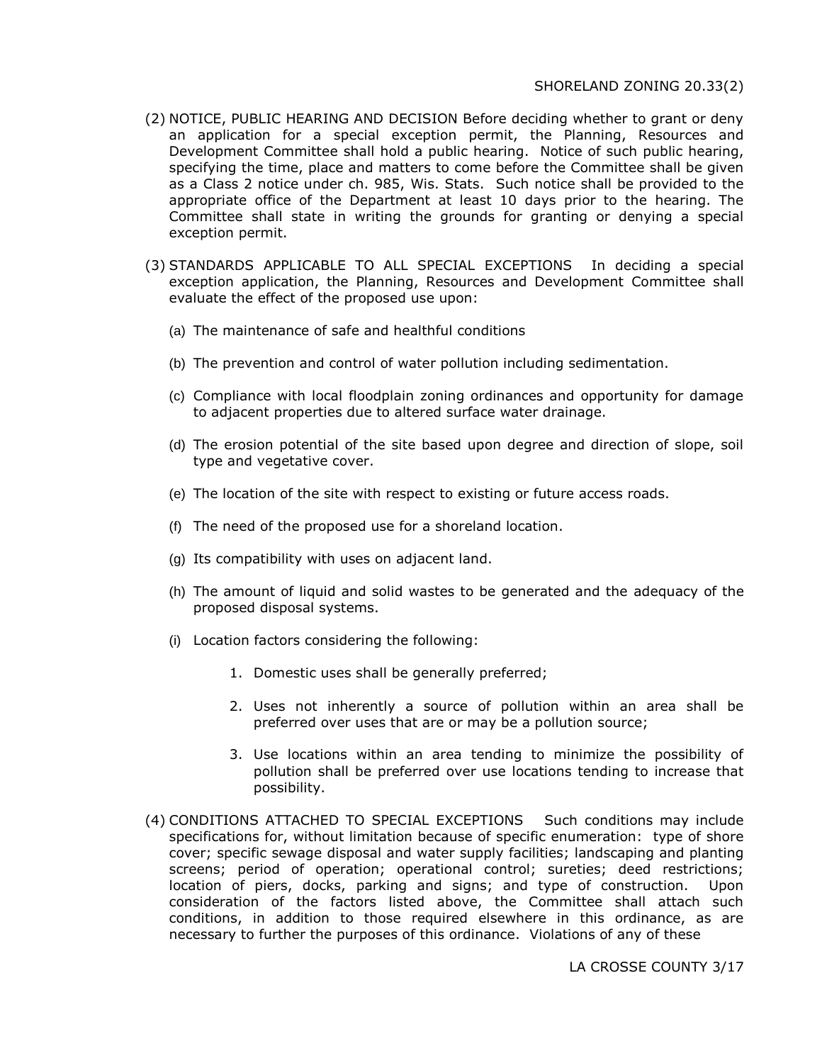(2) NOTICE, PUBLIC HEARING AND DECISION Before deciding whether to grant or deny an application for a special exception permit, the Planning, Resources and Development Committee shall hold a public hearing. Notice of such public hearing, specifying the time, place and matters to come before the Committee shall be given as a Class 2 notice under ch. 985, Wis. Stats. Such notice shall be provided to the appropriate office of the Department at least 10 days prior to the hearing. The Committee shall state in writing the grounds for granting or denying a special exception permit.

(3) STANDARDS APPLICABLE TO ALL SPECIAL EXCEPTIONS In deciding a special exception application, the Planning, Resources and Development Committee shall evaluate the effect of the proposed use upon:

   (a) The maintenance of safe and healthful conditions

   (b) The prevention and control of water pollution including sedimentation.

   (c) Compliance with local floodplain zoning ordinances and opportunity for damage to adjacent properties due to altered surface water drainage.

   (d) The erosion potential of the site based upon degree and direction of slope, soil type and vegetative cover.

   (e) The location of the site with respect to existing or future access roads.

   (f) The need of the proposed use for a shoreland location.

   (g) Its compatibility with uses on adjacent land.

   (h) The amount of liquid and solid wastes to be generated and the adequacy of the proposed disposal systems.

   (i) Location factors considering the following:

      1. Domestic uses shall be generally preferred;

      2. Uses not inherently a source of pollution within an area shall be preferred over uses that are or may be a pollution source;

      3. Use locations within an area tending to minimize the possibility of pollution shall be preferred over use locations tending to increase that possibility.

(4) CONDITIONS ATTACHED TO SPECIAL EXCEPTIONS Such conditions may include specifications for, without limitation because of specific enumeration: type of shore cover; specific sewage disposal and water supply facilities; landscaping and planting screens; period of operation; operational control; sureties; deed restrictions; location of piers, docks, parking and signs; and type of construction. Upon consideration of the factors listed above, the Committee shall attach such conditions, in addition to those required elsewhere in this ordinance, as are necessary to further the purposes of this ordinance. Violations of any of these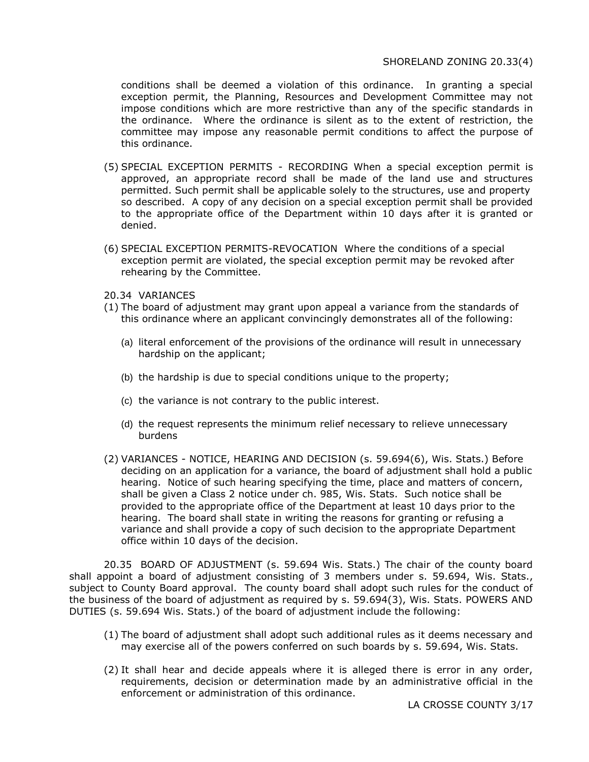conditions shall be deemed a violation of this ordinance. In granting a special exception permit, the Planning, Resources and Development Committee may not impose conditions which are more restrictive than any of the specific standards in the ordinance. Where the ordinance is silent as to the extent of restriction, the committee may impose any reasonable permit conditions to affect the purpose of this ordinance.

(5) SPECIAL EXCEPTION PERMITS - RECORDING When a special exception permit is approved, an appropriate record shall be made of the land use and structures permitted. Such permit shall be applicable solely to the structures, use and property so described. A copy of any decision on a special exception permit shall be provided to the appropriate office of the Department within 10 days after it is granted or denied.

(6) SPECIAL EXCEPTION PERMITS-REVOCATION Where the conditions of a special exception permit are violated, the special exception permit may be revoked after rehearing by the Committee.

20.34 VARIANCES

(1) The board of adjustment may grant upon appeal a variance from the standards of this ordinance where an applicant convincingly demonstrates all of the following:

   (a) literal enforcement of the provisions of the ordinance will result in unnecessary hardship on the applicant;

   (b) the hardship is due to special conditions unique to the property;

   (c) the variance is not contrary to the public interest.

   (d) the request represents the minimum relief necessary to relieve unnecessary burdens

(2) VARIANCES - NOTICE, HEARING AND DECISION (s. 59.694(6), Wis. Stats.) Before deciding on an application for a variance, the board of adjustment shall hold a public hearing. Notice of such hearing specifying the time, place and matters of concern, shall be given a Class 2 notice under ch. 985, Wis. Stats. Such notice shall be provided to the appropriate office of the Department at least 10 days prior to the hearing. The board shall state in writing the reasons for granting or refusing a variance and shall provide a copy of such decision to the appropriate Department office within 10 days of the decision.

20.35 BOARD OF ADJUSTMENT (s. 59.694 Wis. Stats.) The chair of the county board shall appoint a board of adjustment consisting of 3 members under s. 59.694, Wis. Stats., subject to County Board approval. The county board shall adopt such rules for the conduct of the business of the board of adjustment as required by s. 59.694(3), Wis. Stats. POWERS AND DUTIES (s. 59.694 Wis. Stats.) of the board of adjustment include the following:

(1) The board of adjustment shall adopt such additional rules as it deems necessary and may exercise all of the powers conferred on such boards by s. 59.694, Wis. Stats.

(2) It shall hear and decide appeals where it is alleged there is error in any order, requirements, decision or determination made by an administrative official in the enforcement or administration of this ordinance.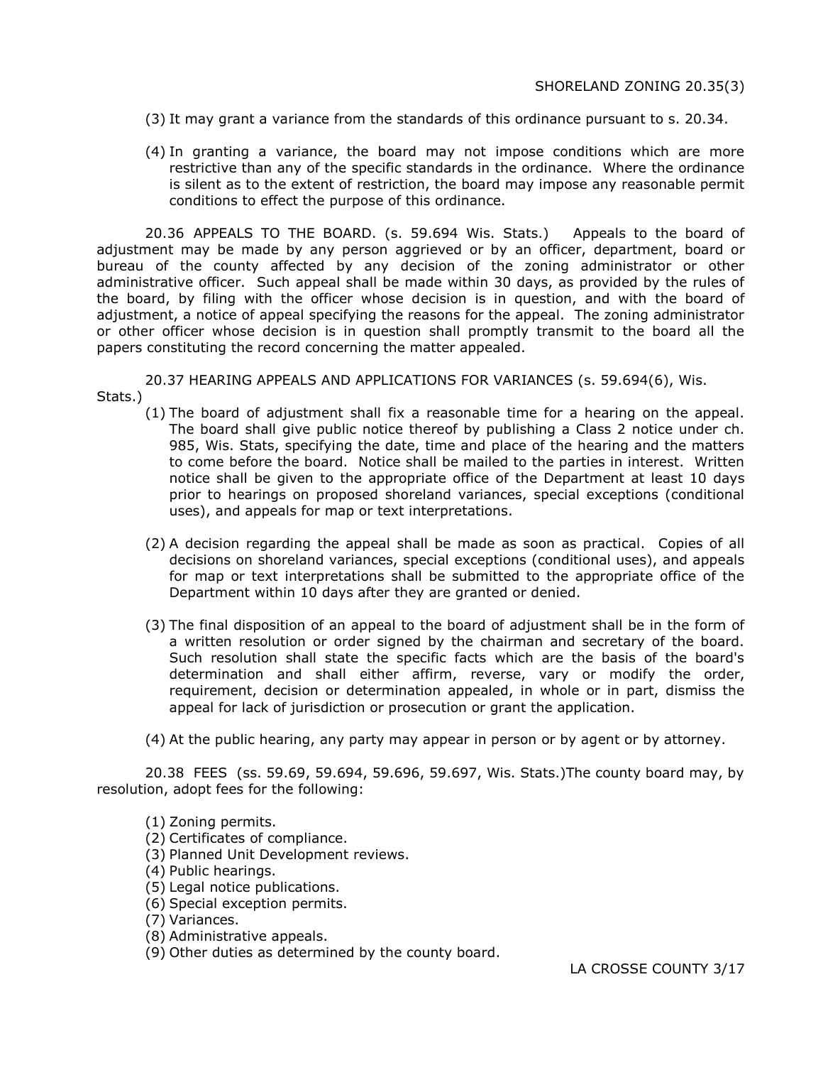(3) It may grant a variance from the standards of this ordinance pursuant to s. 20.34.

(4) In granting a variance, the board may not impose conditions which are more restrictive than any of the specific standards in the ordinance. Where the ordinance is silent as to the extent of restriction, the board may impose any reasonable permit conditions to effect the purpose of this ordinance.

20.36 APPEALS TO THE BOARD. (s. 59.694 Wis. Stats.) Appeals to the board of adjustment may be made by any person aggrieved or by an officer, department, board or bureau of the county affected by any decision of the zoning administrator or other administrative officer. Such appeal shall be made within 30 days, as provided by the rules of the board, by filing with the officer whose decision is in question, and with the board of adjustment, a notice of appeal specifying the reasons for the appeal. The zoning administrator or other officer whose decision is in question shall promptly transmit to the board all the papers constituting the record concerning the matter appealed.

20.37 HEARING APPEALS AND APPLICATIONS FOR VARIANCES (s. 59.694(6), Wis. Stats.)

(1) The board of adjustment shall fix a reasonable time for a hearing on the appeal. The board shall give public notice thereof by publishing a Class 2 notice under ch. 985, Wis. Stats, specifying the date, time and place of the hearing and the matters to come before the board. Notice shall be mailed to the parties in interest. Written notice shall be given to the appropriate office of the Department at least 10 days prior to hearings on proposed shoreland variances, special exceptions (conditional uses), and appeals for map or text interpretations.

(2) A decision regarding the appeal shall be made as soon as practical. Copies of all decisions on shoreland variances, special exceptions (conditional uses), and appeals for map or text interpretations shall be submitted to the appropriate office of the Department within 10 days after they are granted or denied.

(3) The final disposition of an appeal to the board of adjustment shall be in the form of a written resolution or order signed by the chairman and secretary of the board. Such resolution shall state the specific facts which are the basis of the board's determination and shall either affirm, reverse, vary or modify the order, requirement, decision or determination appealed, in whole or in part, dismiss the appeal for lack of jurisdiction or prosecution or grant the application.

(4) At the public hearing, any party may appear in person or by agent or by attorney.

20.38 FEES (ss. 59.69, 59.694, 59.696, 59.697, Wis. Stats.)The county board may, by resolution, adopt fees for the following:

(1) Zoning permits.
(2) Certificates of compliance.
(3) Planned Unit Development reviews.
(4) Public hearings.
(5) Legal notice publications.
(6) Special exception permits.
(7) Variances.
(8) Administrative appeals.
(9) Other duties as determined by the county board.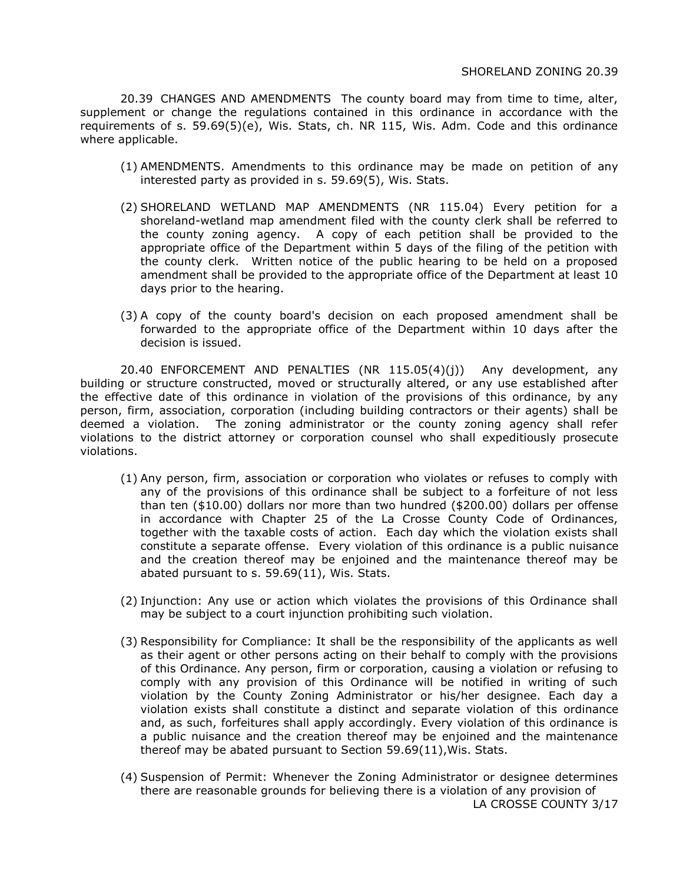20.39 CHANGES AND AMENDMENTS The county board may from time to time, alter, supplement or change the regulations contained in this ordinance in accordance with the requirements of s. 59.69(5)(e), Wis. Stats, ch. NR 115, Wis. Adm. Code and this ordinance where applicable.

(1) AMENDMENTS. Amendments to this ordinance may be made on petition of any interested party as provided in s. 59.69(5), Wis. Stats.

(2) SHORELAND WETLAND MAP AMENDMENTS (NR 115.04) Every petition for a shoreland-wetland map amendment filed with the county clerk shall be referred to the county zoning agency. A copy of each petition shall be provided to the appropriate office of the Department within 5 days of the filing of the petition with the county clerk. Written notice of the public hearing to be held on a proposed amendment shall be provided to the appropriate office of the Department at least 10 days prior to the hearing.

(3) A copy of the county board's decision on each proposed amendment shall be forwarded to the appropriate office of the Department within 10 days after the decision is issued.

20.40 ENFORCEMENT AND PENALTIES (NR 115.05(4)(j)) Any development, any building or structure constructed, moved or structurally altered, or any use established after the effective date of this ordinance in violation of the provisions of this ordinance, by any person, firm, association, corporation (including building contractors or their agents) shall be deemed a violation. The zoning administrator or the county zoning agency shall refer violations to the district attorney or corporation counsel who shall expeditiously prosecute violations.

(1) Any person, firm, association or corporation who violates or refuses to comply with any of the provisions of this ordinance shall be subject to a forfeiture of not less than ten ($10.00) dollars nor more than two hundred ($200.00) dollars per offense in accordance with Chapter 25 of the La Crosse County Code of Ordinances, together with the taxable costs of action. Each day which the violation exists shall constitute a separate offense. Every violation of this ordinance is a public nuisance and the creation thereof may be enjoined and the maintenance thereof may be abated pursuant to s. 59.69(11), Wis. Stats.

(2) Injunction: Any use or action which violates the provisions of this Ordinance shall may be subject to a court injunction prohibiting such violation.

(3) Responsibility for Compliance: It shall be the responsibility of the applicants as well as their agent or other persons acting on their behalf to comply with the provisions of this Ordinance. Any person, firm or corporation, causing a violation or refusing to comply with any provision of this Ordinance will be notified in writing of such violation by the County Zoning Administrator or his/her designee. Each day a violation exists shall constitute a distinct and separate violation of this ordinance and, as such, forfeitures shall apply accordingly. Every violation of this ordinance is a public nuisance and the creation thereof may be enjoined and the maintenance thereof may be abated pursuant to Section 59.69(11),Wis. Stats.

(4) Suspension of Permit: Whenever the Zoning Administrator or designee determines there are reasonable grounds for believing there is a violation of any provision of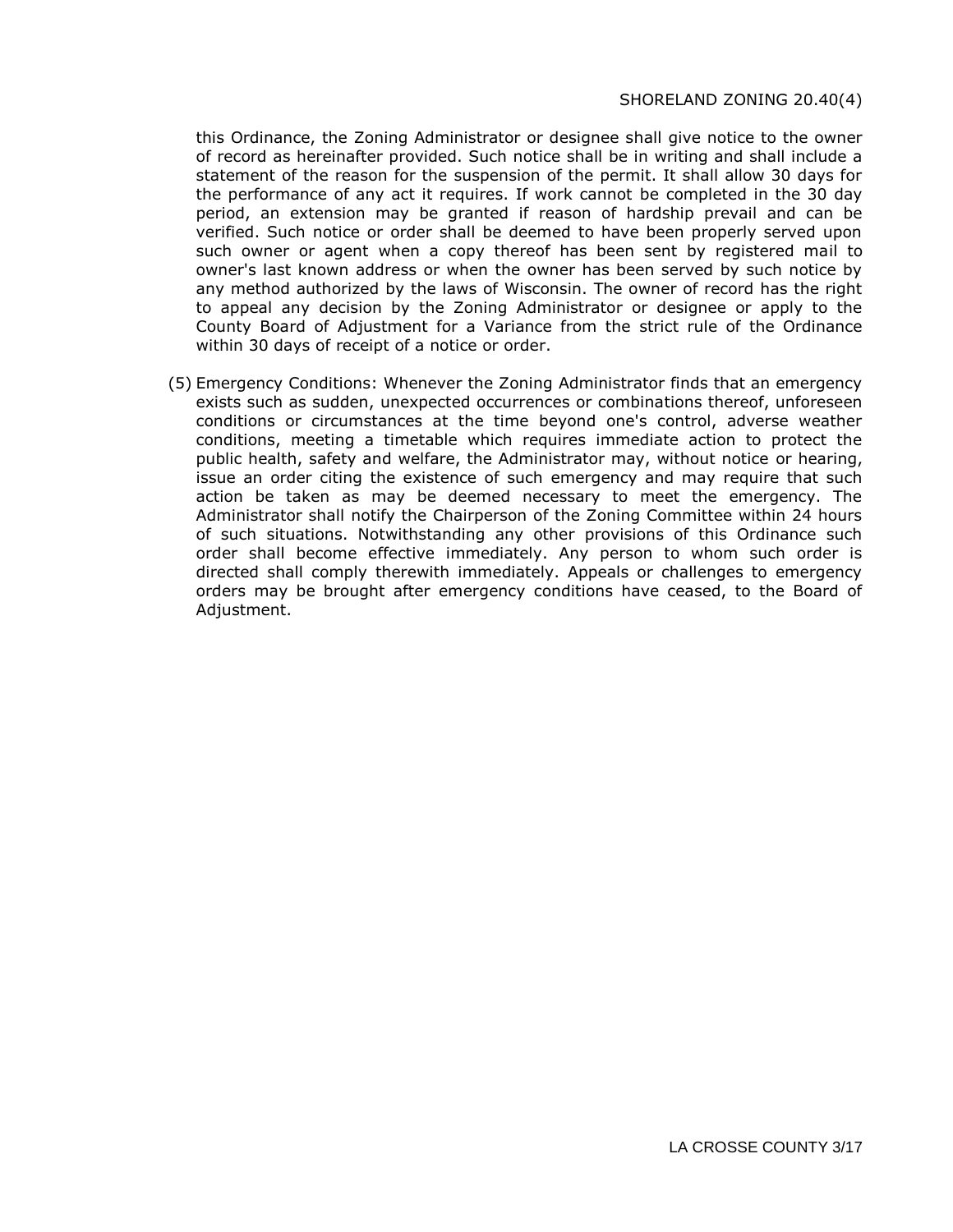this Ordinance, the Zoning Administrator or designee shall give notice to the owner of record as hereinafter provided. Such notice shall be in writing and shall include a statement of the reason for the suspension of the permit. It shall allow 30 days for the performance of any act it requires. If work cannot be completed in the 30 day period, an extension may be granted if reason of hardship prevail and can be verified. Such notice or order shall be deemed to have been properly served upon such owner or agent when a copy thereof has been sent by registered mail to owner's last known address or when the owner has been served by such notice by any method authorized by the laws of Wisconsin. The owner of record has the right to appeal any decision by the Zoning Administrator or designee or apply to the County Board of Adjustment for a Variance from the strict rule of the Ordinance within 30 days of receipt of a notice or order.

(5) Emergency Conditions: Whenever the Zoning Administrator finds that an emergency exists such as sudden, unexpected occurrences or combinations thereof, unforeseen conditions or circumstances at the time beyond one's control, adverse weather conditions, meeting a timetable which requires immediate action to protect the public health, safety and welfare, the Administrator may, without notice or hearing, issue an order citing the existence of such emergency and may require that such action be taken as may be deemed necessary to meet the emergency. The Administrator shall notify the Chairperson of the Zoning Committee within 24 hours of such situations. Notwithstanding any other provisions of this Ordinance such order shall become effective immediately. Any person to whom such order is directed shall comply therewith immediately. Appeals or challenges to emergency orders may be brought after emergency conditions have ceased, to the Board of Adjustment.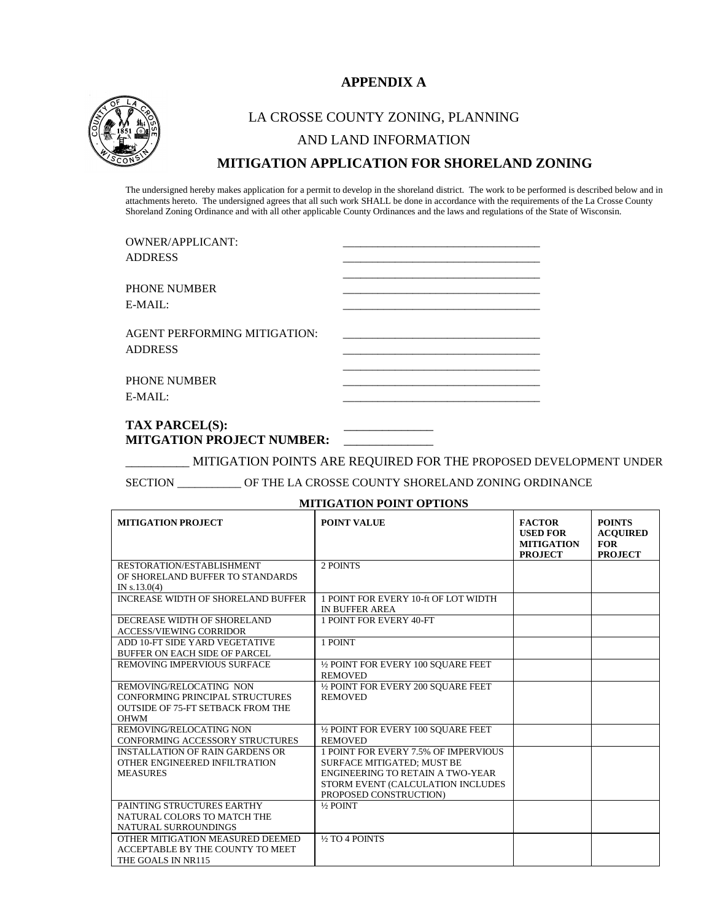# APPENDIX A

## LA CROSSE COUNTY ZONING, PLANNING AND LAND INFORMATION

## MITIGATION APPLICATION FOR SHORELAND ZONING

The undersigned hereby makes application for a permit to develop in the shoreland district. The work to be performed is described below and in attachments hereto. The undersigned agrees that all such work SHALL be done in accordance with the requirements of the La Crosse County Shoreland Zoning Ordinance and with all other applicable County Ordinances and the laws and regulations of the State of Wisconsin.

OWNER/APPLICANT: ___________________________________

ADDRESS ___________________________________

___________________________________

PHONE NUMBER ___________________________________

E-MAIL: ___________________________________

AGENT PERFORMING MITIGATION: ___________________________________

ADDRESS ___________________________________

___________________________________

PHONE NUMBER ___________________________________

E-MAIL: ___________________________________

**TAX PARCEL(S):** _______________

**MITGATION PROJECT NUMBER:** _______________

__________ MITIGATION POINTS ARE REQUIRED FOR THE PROPOSED DEVELOPMENT UNDER SECTION ___________ OF THE LA CROSSE COUNTY SHORELAND ZONING ORDINANCE

**MITIGATION POINT OPTIONS**

| MITIGATION PROJECT | POINT VALUE | FACTOR USED FOR MITIGATION PROJECT | POINTS ACQUIRED FOR PROJECT |
|---|---|---|---|
| RESTORATION/ESTABLISHMENT OF SHORELAND BUFFER TO STANDARDS IN s.13.0(4) | 2 POINTS | | |
| INCREASE WIDTH OF SHORELAND BUFFER | 1 POINT FOR EVERY 10-ft OF LOT WIDTH IN BUFFER AREA | | |
| DECREASE WIDTH OF SHORELAND ACCESS/VIEWING CORRIDOR | 1 POINT FOR EVERY 40-FT | | |
| ADD 10-FT SIDE YARD VEGETATIVE BUFFER ON EACH SIDE OF PARCEL | 1 POINT | | |
| REMOVING IMPERVIOUS SURFACE | ½ POINT FOR EVERY 100 SQUARE FEET REMOVED | | |
| REMOVING/RELOCATING NON CONFORMING PRINCIPAL STRUCTURES OUTSIDE OF 75-FT SETBACK FROM THE OHWM | ½ POINT FOR EVERY 200 SQUARE FEET REMOVED | | |
| REMOVING/RELOCATING NON CONFORMING ACCESSORY STRUCTURES | ½ POINT FOR EVERY 100 SQUARE FEET REMOVED | | |
| INSTALLATION OF RAIN GARDENS OR OTHER ENGINEERED INFILTRATION MEASURES | 1 POINT FOR EVERY 7.5% OF IMPERVIOUS SURFACE MITIGATED; MUST BE ENGINEERING TO RETAIN A TWO-YEAR STORM EVENT (CALCULATION INCLUDES PROPOSED CONSTRUCTION) | | |
| PAINTING STRUCTURES EARTHY NATURAL COLORS TO MATCH THE NATURAL SURROUNDINGS | ½ POINT | | |
| OTHER MITIGATION MEASURED DEEMED ACCEPTABLE BY THE COUNTY TO MEET THE GOALS IN NR115 | ½ TO 4 POINTS | | |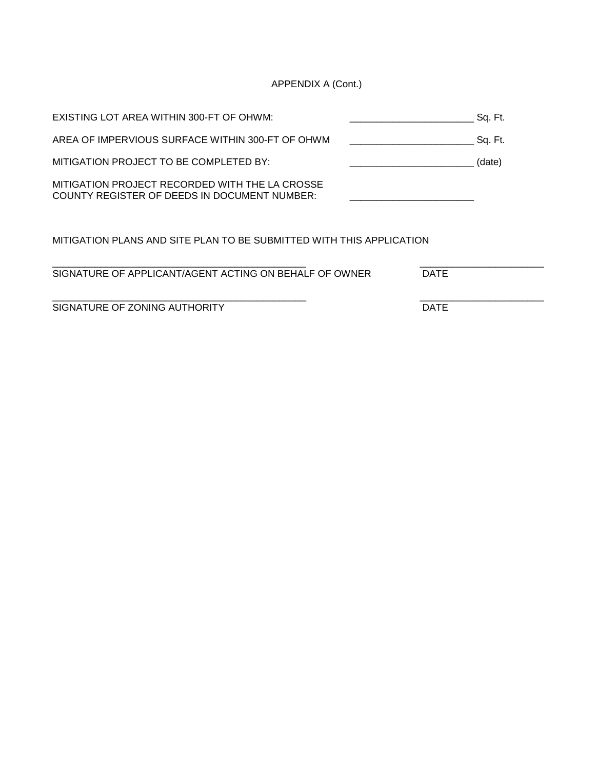APPENDIX A (Cont.)

EXISTING LOT AREA WITHIN 300-FT OF OHWM: _______________________ Sq. Ft.

AREA OF IMPERVIOUS SURFACE WITHIN 300-FT OF OHWM _______________________ Sq. Ft.

MITIGATION PROJECT TO BE COMPLETED BY: _______________________ (date)

MITIGATION PROJECT RECORDED WITH THE LA CROSSE COUNTY REGISTER OF DEEDS IN DOCUMENT NUMBER: _______________________

MITIGATION PLANS AND SITE PLAN TO BE SUBMITTED WITH THIS APPLICATION

_______________________________________________ _______________________
SIGNATURE OF APPLICANT/AGENT ACTING ON BEHALF OF OWNER DATE

_______________________________________________ _______________________
SIGNATURE OF ZONING AUTHORITY DATE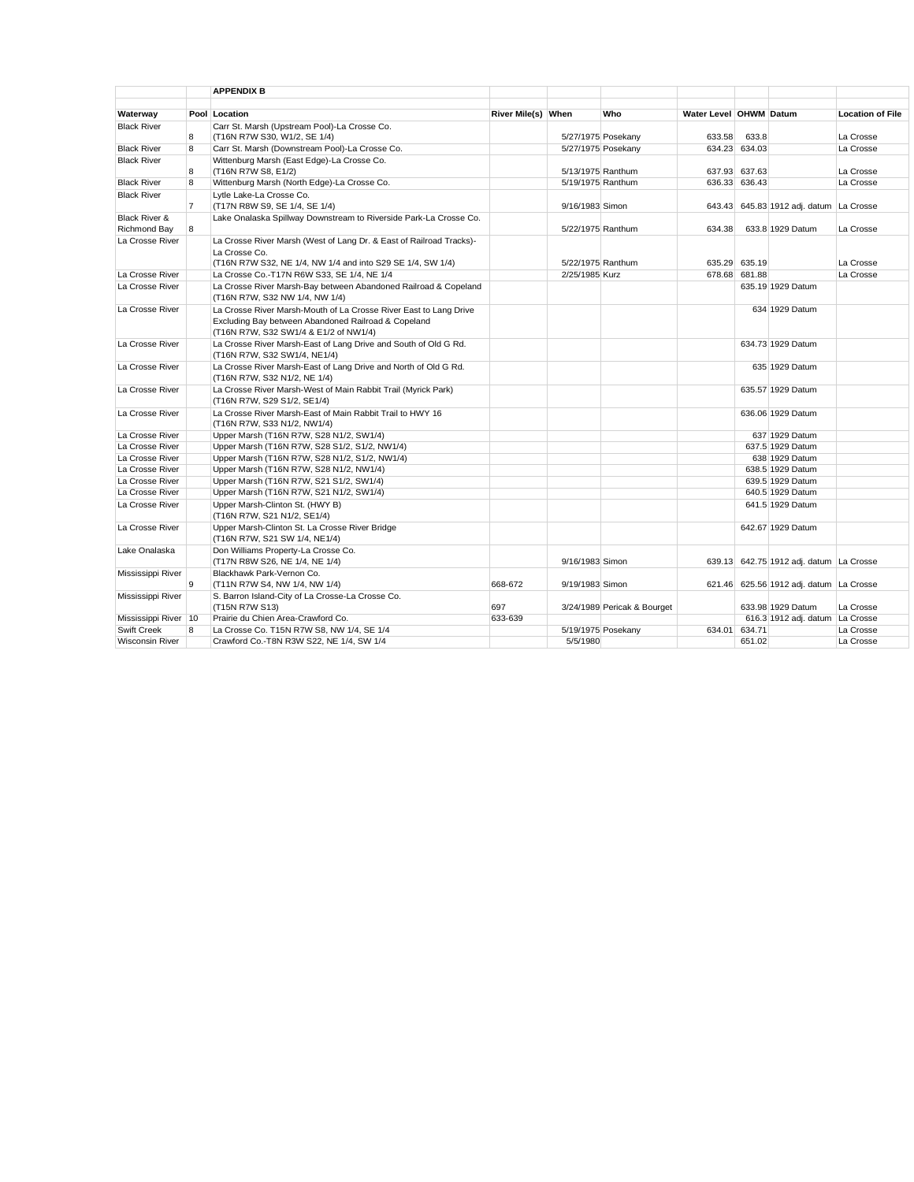## APPENDIX B

| Waterway | Pool | Location | River Mile(s) | When | Who | Water Level | OHWM | Datum | Location of File |
|---|---|---|---|---|---|---|---|---|---|
| Black River | 8 | Carr St. Marsh (Upstream Pool)-La Crosse Co. (T16N R7W S30, W1/2, SE 1/4) | | 5/27/1975 | Posekany | 633.58 | 633.8 | | La Crosse |
| Black River | 8 | Carr St. Marsh (Downstream Pool)-La Crosse Co. | | 5/27/1975 | Posekany | 634.23 | 634.03 | | La Crosse |
| Black River | 8 | Wittenburg Marsh (East Edge)-La Crosse Co. (T16N R7W S8, E1/2) | | 5/13/1975 | Ranthum | 637.93 | 637.63 | | La Crosse |
| Black River | 8 | Wittenburg Marsh (North Edge)-La Crosse Co. | | 5/19/1975 | Ranthum | 636.33 | 636.43 | | La Crosse |
| Black River | 7 | Lytle Lake-La Crosse Co. (T17N R8W S9, SE 1/4, SE 1/4) | | 9/16/1983 | Simon | 643.43 | 645.83 | 1912 adj. datum | La Crosse |
| Black River & Richmond Bay | 8 | Lake Onalaska Spillway Downstream to Riverside Park-La Crosse Co. | | 5/22/1975 | Ranthum | 634.38 | 633.8 | 1929 Datum | La Crosse |
| La Crosse River | | La Crosse River Marsh (West of Lang Dr. & East of Railroad Tracks)-La Crosse Co. (T16N R7W S32, NE 1/4, NW 1/4 and into S29 SE 1/4, SW 1/4) | | 5/22/1975 | Ranthum | 635.29 | 635.19 | | La Crosse |
| La Crosse River | | La Crosse Co.-T17N R6W S33, SE 1/4, NE 1/4 | | 2/25/1985 | Kurz | 678.68 | 681.88 | | La Crosse |
| La Crosse River | | La Crosse River Marsh-Bay between Abandoned Railroad & Copeland (T16N R7W, S32 NW 1/4, NW 1/4) | | | | | 635.19 | 1929 Datum | |
| La Crosse River | | La Crosse River Marsh-Mouth of La Crosse River East to Lang Drive Excluding Bay between Abandoned Railroad & Copeland (T16N R7W, S32 SW1/4 & E1/2 of NW1/4) | | | | | 634 | 1929 Datum | |
| La Crosse River | | La Crosse River Marsh-East of Lang Drive and South of Old G Rd. (T16N R7W, S32 SW1/4, NE1/4) | | | | | 634.73 | 1929 Datum | |
| La Crosse River | | La Crosse River Marsh-East of Lang Drive and North of Old G Rd. (T16N R7W, S32 N1/2, NE 1/4) | | | | | 635 | 1929 Datum | |
| La Crosse River | | La Crosse River Marsh-West of Main Rabbit Trail (Myrick Park) (T16N R7W, S29 S1/2, SE1/4) | | | | | 635.57 | 1929 Datum | |
| La Crosse River | | La Crosse River Marsh-East of Main Rabbit Trail to HWY 16 (T16N R7W, S33 N1/2, NW1/4) | | | | | 636.06 | 1929 Datum | |
| La Crosse River | | Upper Marsh (T16N R7W, S28 N1/2, SW1/4) | | | | | 637 | 1929 Datum | |
| La Crosse River | | Upper Marsh (T16N R7W, S28 S1/2, S1/2, NW1/4) | | | | | 637.5 | 1929 Datum | |
| La Crosse River | | Upper Marsh (T16N R7W, S28 N1/2, S1/2, NW1/4) | | | | | 638 | 1929 Datum | |
| La Crosse River | | Upper Marsh (T16N R7W, S28 N1/2, NW1/4) | | | | | 638.5 | 1929 Datum | |
| La Crosse River | | Upper Marsh (T16N R7W, S21 S1/2, SW1/4) | | | | | 639.5 | 1929 Datum | |
| La Crosse River | | Upper Marsh (T16N R7W, S21 N1/2, SW1/4) | | | | | 640.5 | 1929 Datum | |
| La Crosse River | | Upper Marsh-Clinton St. (HWY B) (T16N R7W, S21 N1/2, SE1/4) | | | | | 641.5 | 1929 Datum | |
| La Crosse River | | Upper Marsh-Clinton St. La Crosse River Bridge (T16N R7W, S21 SW 1/4, NE1/4) | | | | | 642.67 | 1929 Datum | |
| Lake Onalaska | | Don Williams Property-La Crosse Co. (T17N R8W S26, NE 1/4, NE 1/4) | | 9/16/1983 | Simon | 639.13 | 642.75 | 1912 adj. datum | La Crosse |
| Mississippi River | 9 | Blackhawk Park-Vernon Co. (T11N R7W S4, NW 1/4, NW 1/4) | 668-672 | 9/19/1983 | Simon | 621.46 | 625.56 | 1912 adj. datum | La Crosse |
| Mississippi River | | S. Barron Island-City of La Crosse-La Crosse Co. (T15N R7W S13) | 697 | 3/24/1989 | Pericak & Bourget | | 633.98 | 1929 Datum | La Crosse |
| Mississippi River | 10 | Prairie du Chien Area-Crawford Co. | 633-639 | | | | 616.3 | 1912 adj. datum | La Crosse |
| Swift Creek | 8 | La Crosse Co. T15N R7W S8, NW 1/4, SE 1/4 | | 5/19/1975 | Posekany | 634.01 | 634.71 | | La Crosse |
| Wisconsin River | | Crawford Co.-T8N R3W S22, NE 1/4, SW 1/4 | | 5/5/1980 | | | 651.02 | | La Crosse |